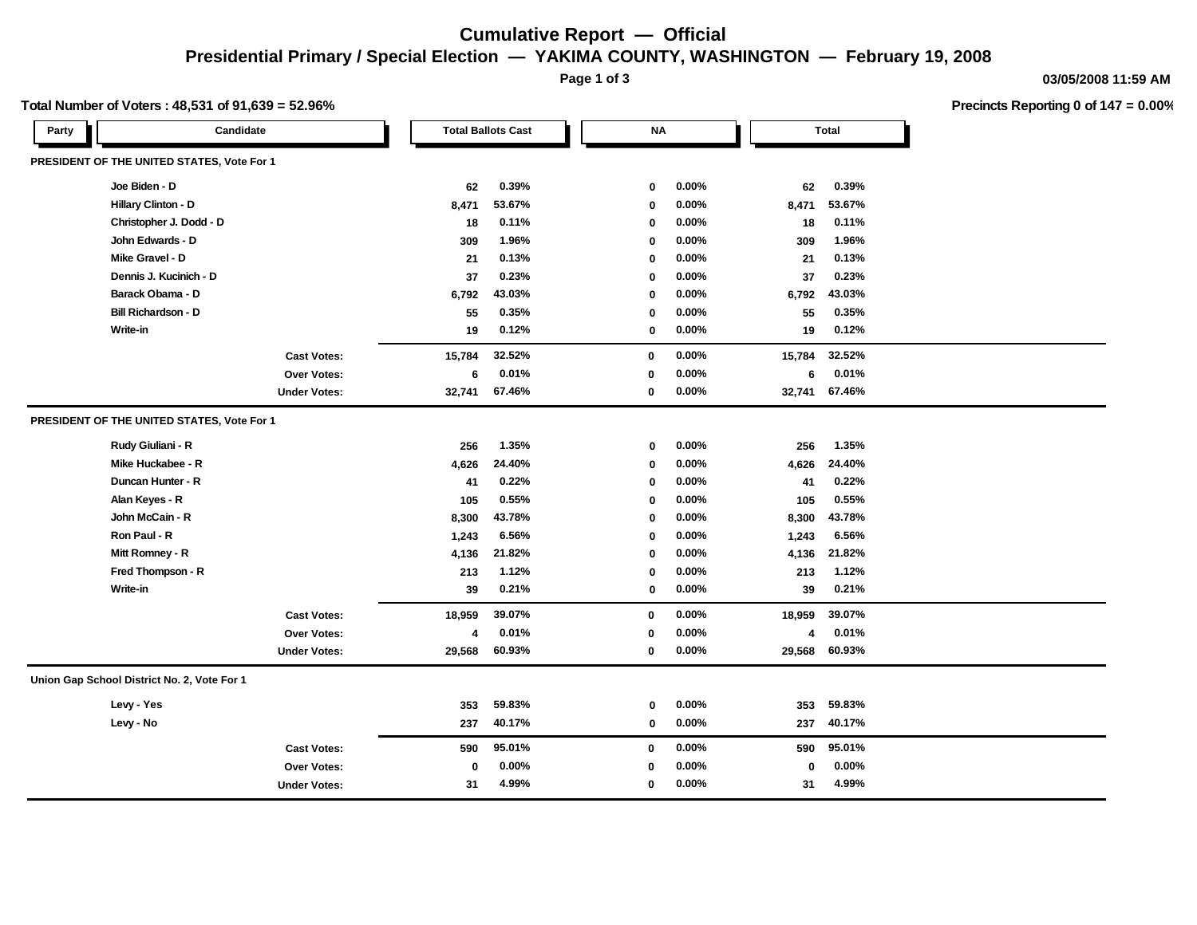# Cumulative Report — Official

## Presidential Primary / Special Election — YAKIMA COUNTY, WASHINGTON — February 19, 2008

03/05/2008 11:59 AM

**Total Number of Voters : 48,531 of 91,639 = 52.96%**

**Precincts Reporting 0 of 147 = 0.00%**

| Party | Candidate | Total Ballots Cast | | NA | | Total | |
|---|---|---|---|---|---|---|---|
| **PRESIDENT OF THE UNITED STATES, Vote For 1** | | | | | | | |
| | Joe Biden - D | 62 | 0.39% | 0 | 0.00% | 62 | 0.39% |
| | Hillary Clinton - D | 8,471 | 53.67% | 0 | 0.00% | 8,471 | 53.67% |
| | Christopher J. Dodd - D | 18 | 0.11% | 0 | 0.00% | 18 | 0.11% |
| | John Edwards - D | 309 | 1.96% | 0 | 0.00% | 309 | 1.96% |
| | Mike Gravel - D | 21 | 0.13% | 0 | 0.00% | 21 | 0.13% |
| | Dennis J. Kucinich - D | 37 | 0.23% | 0 | 0.00% | 37 | 0.23% |
| | Barack Obama - D | 6,792 | 43.03% | 0 | 0.00% | 6,792 | 43.03% |
| | Bill Richardson - D | 55 | 0.35% | 0 | 0.00% | 55 | 0.35% |
| | Write-in | 19 | 0.12% | 0 | 0.00% | 19 | 0.12% |
| | Cast Votes: | 15,784 | 32.52% | 0 | 0.00% | 15,784 | 32.52% |
| | Over Votes: | 6 | 0.01% | 0 | 0.00% | 6 | 0.01% |
| | Under Votes: | 32,741 | 67.46% | 0 | 0.00% | 32,741 | 67.46% |
| **PRESIDENT OF THE UNITED STATES, Vote For 1** | | | | | | | |
| | Rudy Giuliani - R | 256 | 1.35% | 0 | 0.00% | 256 | 1.35% |
| | Mike Huckabee - R | 4,626 | 24.40% | 0 | 0.00% | 4,626 | 24.40% |
| | Duncan Hunter - R | 41 | 0.22% | 0 | 0.00% | 41 | 0.22% |
| | Alan Keyes - R | 105 | 0.55% | 0 | 0.00% | 105 | 0.55% |
| | John McCain - R | 8,300 | 43.78% | 0 | 0.00% | 8,300 | 43.78% |
| | Ron Paul - R | 1,243 | 6.56% | 0 | 0.00% | 1,243 | 6.56% |
| | Mitt Romney - R | 4,136 | 21.82% | 0 | 0.00% | 4,136 | 21.82% |
| | Fred Thompson - R | 213 | 1.12% | 0 | 0.00% | 213 | 1.12% |
| | Write-in | 39 | 0.21% | 0 | 0.00% | 39 | 0.21% |
| | Cast Votes: | 18,959 | 39.07% | 0 | 0.00% | 18,959 | 39.07% |
| | Over Votes: | 4 | 0.01% | 0 | 0.00% | 4 | 0.01% |
| | Under Votes: | 29,568 | 60.93% | 0 | 0.00% | 29,568 | 60.93% |
| **Union Gap School District No. 2, Vote For 1** | | | | | | | |
| | Levy - Yes | 353 | 59.83% | 0 | 0.00% | 353 | 59.83% |
| | Levy - No | 237 | 40.17% | 0 | 0.00% | 237 | 40.17% |
| | Cast Votes: | 590 | 95.01% | 0 | 0.00% | 590 | 95.01% |
| | Over Votes: | 0 | 0.00% | 0 | 0.00% | 0 | 0.00% |
| | Under Votes: | 31 | 4.99% | 0 | 0.00% | 31 | 4.99% |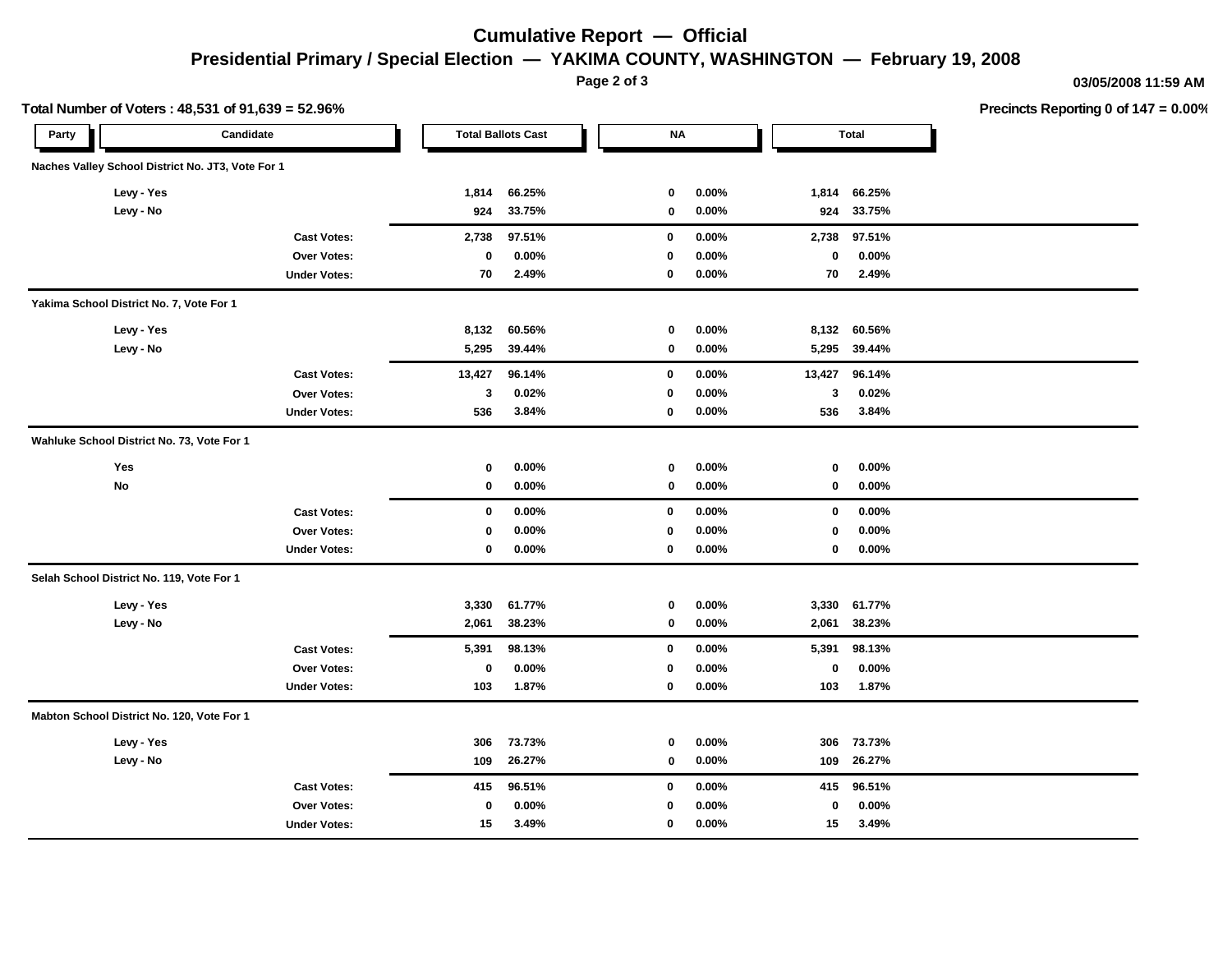# Cumulative Report — Official

## Presidential Primary / Special Election — YAKIMA COUNTY, WASHINGTON — February 19, 2008

03/05/2008 11:59 AM

**Total Number of Voters : 48,531 of 91,639 = 52.96%**

**Precincts Reporting 0 of 147 = 0.00%**

| Party | Candidate | Total Ballots Cast | | NA | | Total | |
|---|---|---|---|---|---|---|---|
| **Naches Valley School District No. JT3, Vote For 1** | | | | | | | |
| | Levy - Yes | 1,814 | 66.25% | 0 | 0.00% | 1,814 | 66.25% |
| | Levy - No | 924 | 33.75% | 0 | 0.00% | 924 | 33.75% |
| | Cast Votes: | 2,738 | 97.51% | 0 | 0.00% | 2,738 | 97.51% |
| | Over Votes: | 0 | 0.00% | 0 | 0.00% | 0 | 0.00% |
| | Under Votes: | 70 | 2.49% | 0 | 0.00% | 70 | 2.49% |
| **Yakima School District No. 7, Vote For 1** | | | | | | | |
| | Levy - Yes | 8,132 | 60.56% | 0 | 0.00% | 8,132 | 60.56% |
| | Levy - No | 5,295 | 39.44% | 0 | 0.00% | 5,295 | 39.44% |
| | Cast Votes: | 13,427 | 96.14% | 0 | 0.00% | 13,427 | 96.14% |
| | Over Votes: | 3 | 0.02% | 0 | 0.00% | 3 | 0.02% |
| | Under Votes: | 536 | 3.84% | 0 | 0.00% | 536 | 3.84% |
| **Wahluke School District No. 73, Vote For 1** | | | | | | | |
| | Yes | 0 | 0.00% | 0 | 0.00% | 0 | 0.00% |
| | No | 0 | 0.00% | 0 | 0.00% | 0 | 0.00% |
| | Cast Votes: | 0 | 0.00% | 0 | 0.00% | 0 | 0.00% |
| | Over Votes: | 0 | 0.00% | 0 | 0.00% | 0 | 0.00% |
| | Under Votes: | 0 | 0.00% | 0 | 0.00% | 0 | 0.00% |
| **Selah School District No. 119, Vote For 1** | | | | | | | |
| | Levy - Yes | 3,330 | 61.77% | 0 | 0.00% | 3,330 | 61.77% |
| | Levy - No | 2,061 | 38.23% | 0 | 0.00% | 2,061 | 38.23% |
| | Cast Votes: | 5,391 | 98.13% | 0 | 0.00% | 5,391 | 98.13% |
| | Over Votes: | 0 | 0.00% | 0 | 0.00% | 0 | 0.00% |
| | Under Votes: | 103 | 1.87% | 0 | 0.00% | 103 | 1.87% |
| **Mabton School District No. 120, Vote For 1** | | | | | | | |
| | Levy - Yes | 306 | 73.73% | 0 | 0.00% | 306 | 73.73% |
| | Levy - No | 109 | 26.27% | 0 | 0.00% | 109 | 26.27% |
| | Cast Votes: | 415 | 96.51% | 0 | 0.00% | 415 | 96.51% |
| | Over Votes: | 0 | 0.00% | 0 | 0.00% | 0 | 0.00% |
| | Under Votes: | 15 | 3.49% | 0 | 0.00% | 15 | 3.49% |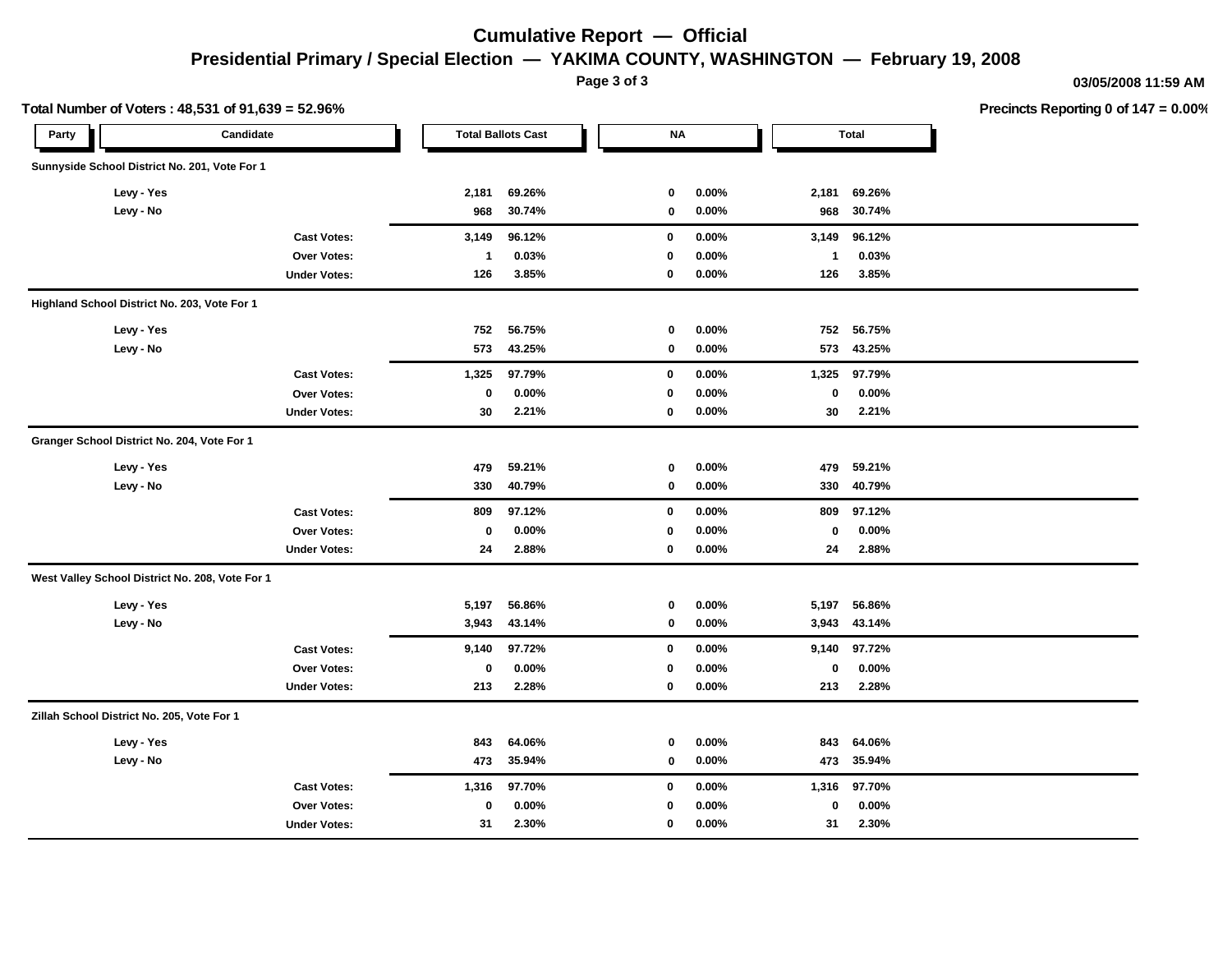# Cumulative Report — Official

## Presidential Primary / Special Election — YAKIMA COUNTY, WASHINGTON — February 19, 2008

03/05/2008 11:59 AM

**Total Number of Voters : 48,531 of 91,639 = 52.96%**

**Precincts Reporting 0 of 147 = 0.00%**

| Party | Candidate | Total Ballots Cast | | NA | | Total | |
|---|---|---|---|---|---|---|---|
| **Sunnyside School District No. 201, Vote For 1** | | | | | | | |
| | Levy - Yes | 2,181 | 69.26% | 0 | 0.00% | 2,181 | 69.26% |
| | Levy - No | 968 | 30.74% | 0 | 0.00% | 968 | 30.74% |
| | Cast Votes: | 3,149 | 96.12% | 0 | 0.00% | 3,149 | 96.12% |
| | Over Votes: | 1 | 0.03% | 0 | 0.00% | 1 | 0.03% |
| | Under Votes: | 126 | 3.85% | 0 | 0.00% | 126 | 3.85% |
| **Highland School District No. 203, Vote For 1** | | | | | | | |
| | Levy - Yes | 752 | 56.75% | 0 | 0.00% | 752 | 56.75% |
| | Levy - No | 573 | 43.25% | 0 | 0.00% | 573 | 43.25% |
| | Cast Votes: | 1,325 | 97.79% | 0 | 0.00% | 1,325 | 97.79% |
| | Over Votes: | 0 | 0.00% | 0 | 0.00% | 0 | 0.00% |
| | Under Votes: | 30 | 2.21% | 0 | 0.00% | 30 | 2.21% |
| **Granger School District No. 204, Vote For 1** | | | | | | | |
| | Levy - Yes | 479 | 59.21% | 0 | 0.00% | 479 | 59.21% |
| | Levy - No | 330 | 40.79% | 0 | 0.00% | 330 | 40.79% |
| | Cast Votes: | 809 | 97.12% | 0 | 0.00% | 809 | 97.12% |
| | Over Votes: | 0 | 0.00% | 0 | 0.00% | 0 | 0.00% |
| | Under Votes: | 24 | 2.88% | 0 | 0.00% | 24 | 2.88% |
| **West Valley School District No. 208, Vote For 1** | | | | | | | |
| | Levy - Yes | 5,197 | 56.86% | 0 | 0.00% | 5,197 | 56.86% |
| | Levy - No | 3,943 | 43.14% | 0 | 0.00% | 3,943 | 43.14% |
| | Cast Votes: | 9,140 | 97.72% | 0 | 0.00% | 9,140 | 97.72% |
| | Over Votes: | 0 | 0.00% | 0 | 0.00% | 0 | 0.00% |
| | Under Votes: | 213 | 2.28% | 0 | 0.00% | 213 | 2.28% |
| **Zillah School District No. 205, Vote For 1** | | | | | | | |
| | Levy - Yes | 843 | 64.06% | 0 | 0.00% | 843 | 64.06% |
| | Levy - No | 473 | 35.94% | 0 | 0.00% | 473 | 35.94% |
| | Cast Votes: | 1,316 | 97.70% | 0 | 0.00% | 1,316 | 97.70% |
| | Over Votes: | 0 | 0.00% | 0 | 0.00% | 0 | 0.00% |
| | Under Votes: | 31 | 2.30% | 0 | 0.00% | 31 | 2.30% |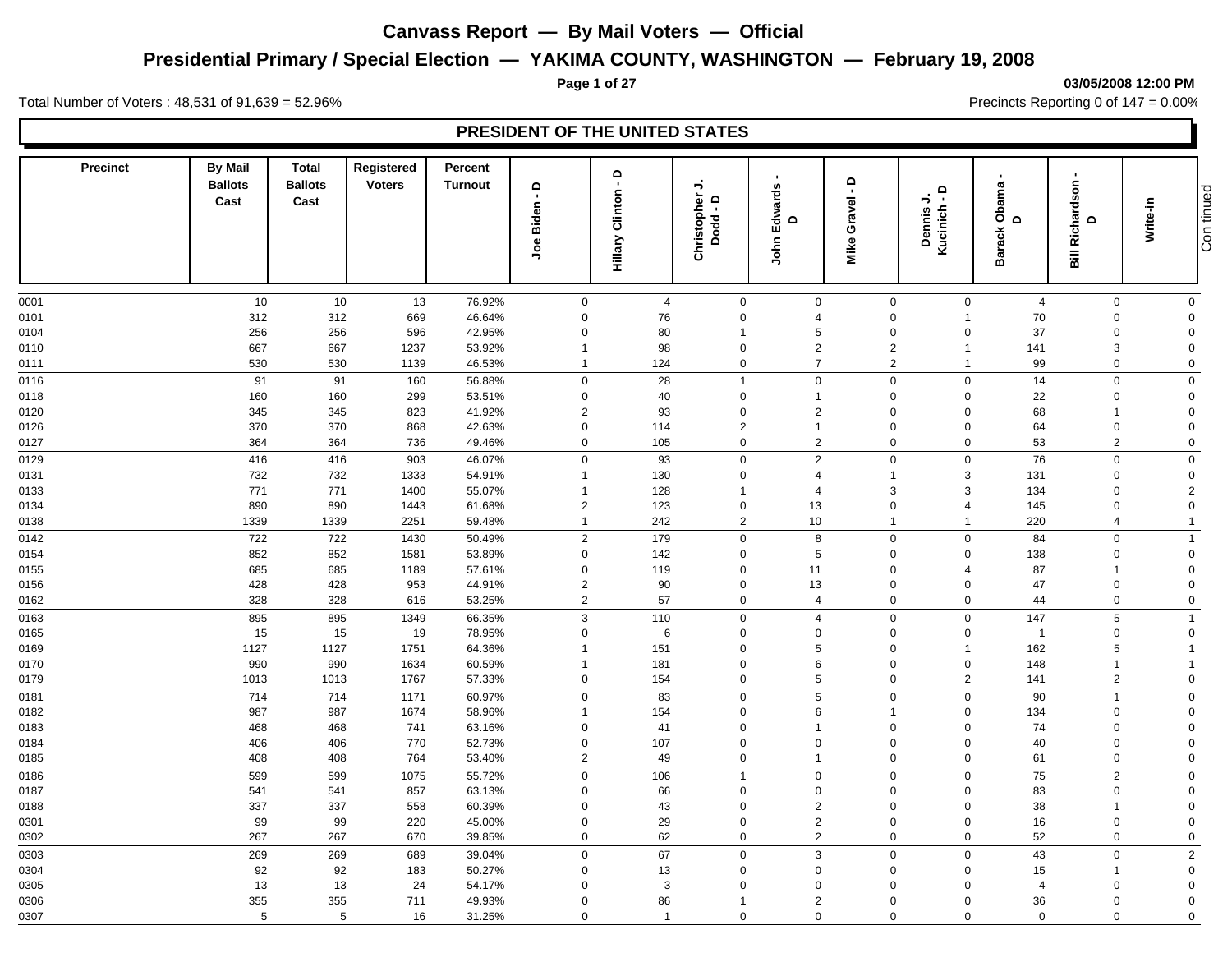# Canvass Report — By Mail Voters — Official

## Presidential Primary / Special Election — YAKIMA COUNTY, WASHINGTON — February 19, 2008

03/05/2008 12:00 PM

Total Number of Voters : 48,531 of 91,639 = 52.96%

Precincts Reporting 0 of 147 = 0.00%

### PRESIDENT OF THE UNITED STATES

| Precinct | By Mail Ballots Cast | Total Ballots Cast | Registered Voters | Percent Turnout | Joe Biden - D | Hillary Clinton - D | Christopher J. Dodd - D | John Edwards - D | Mike Gravel - D | Dennis J. Kucinich - D | Barack Obama - D | Bill Richardson - D | Write-in |
|---|---|---|---|---|---|---|---|---|---|---|---|---|---|
| 0001 | 10 | 10 | 13 | 76.92% | 0 | 4 | 0 | 0 | 0 | 0 | 4 | 0 | 0 |
| 0101 | 312 | 312 | 669 | 46.64% | 0 | 76 | 0 | 4 | 0 | 1 | 70 | 0 | 0 |
| 0104 | 256 | 256 | 596 | 42.95% | 0 | 80 | 1 | 5 | 0 | 0 | 37 | 0 | 0 |
| 0110 | 667 | 667 | 1237 | 53.92% | 1 | 98 | 0 | 2 | 2 | 1 | 141 | 3 | 0 |
| 0111 | 530 | 530 | 1139 | 46.53% | 1 | 124 | 0 | 7 | 2 | 1 | 99 | 0 | 0 |
| 0116 | 91 | 91 | 160 | 56.88% | 0 | 28 | 1 | 0 | 0 | 0 | 14 | 0 | 0 |
| 0118 | 160 | 160 | 299 | 53.51% | 0 | 40 | 0 | 1 | 0 | 0 | 22 | 0 | 0 |
| 0120 | 345 | 345 | 823 | 41.92% | 2 | 93 | 0 | 2 | 0 | 0 | 68 | 1 | 0 |
| 0126 | 370 | 370 | 868 | 42.63% | 0 | 114 | 2 | 1 | 0 | 0 | 64 | 0 | 0 |
| 0127 | 364 | 364 | 736 | 49.46% | 0 | 105 | 0 | 2 | 0 | 0 | 53 | 2 | 0 |
| 0129 | 416 | 416 | 903 | 46.07% | 0 | 93 | 0 | 2 | 0 | 0 | 76 | 0 | 0 |
| 0131 | 732 | 732 | 1333 | 54.91% | 1 | 130 | 0 | 4 | 1 | 3 | 131 | 0 | 0 |
| 0133 | 771 | 771 | 1400 | 55.07% | 1 | 128 | 1 | 4 | 3 | 3 | 134 | 0 | 2 |
| 0134 | 890 | 890 | 1443 | 61.68% | 2 | 123 | 0 | 13 | 0 | 4 | 145 | 0 | 0 |
| 0138 | 1339 | 1339 | 2251 | 59.48% | 1 | 242 | 2 | 10 | 1 | 1 | 220 | 4 | 1 |
| 0142 | 722 | 722 | 1430 | 50.49% | 2 | 179 | 0 | 8 | 0 | 0 | 84 | 0 | 1 |
| 0154 | 852 | 852 | 1581 | 53.89% | 0 | 142 | 0 | 5 | 0 | 0 | 138 | 0 | 0 |
| 0155 | 685 | 685 | 1189 | 57.61% | 0 | 119 | 0 | 11 | 0 | 4 | 87 | 1 | 0 |
| 0156 | 428 | 428 | 953 | 44.91% | 2 | 90 | 0 | 13 | 0 | 0 | 47 | 0 | 0 |
| 0162 | 328 | 328 | 616 | 53.25% | 2 | 57 | 0 | 4 | 0 | 0 | 44 | 0 | 0 |
| 0163 | 895 | 895 | 1349 | 66.35% | 3 | 110 | 0 | 4 | 0 | 0 | 147 | 5 | 1 |
| 0165 | 15 | 15 | 19 | 78.95% | 0 | 6 | 0 | 0 | 0 | 0 | 1 | 0 | 0 |
| 0169 | 1127 | 1127 | 1751 | 64.36% | 1 | 151 | 0 | 5 | 0 | 1 | 162 | 5 | 1 |
| 0170 | 990 | 990 | 1634 | 60.59% | 1 | 181 | 0 | 6 | 0 | 0 | 148 | 1 | 1 |
| 0179 | 1013 | 1013 | 1767 | 57.33% | 0 | 154 | 0 | 5 | 0 | 2 | 141 | 2 | 0 |
| 0181 | 714 | 714 | 1171 | 60.97% | 0 | 83 | 0 | 5 | 0 | 0 | 90 | 1 | 0 |
| 0182 | 987 | 987 | 1674 | 58.96% | 1 | 154 | 0 | 6 | 1 | 0 | 134 | 0 | 0 |
| 0183 | 468 | 468 | 741 | 63.16% | 0 | 41 | 0 | 1 | 0 | 0 | 74 | 0 | 0 |
| 0184 | 406 | 406 | 770 | 52.73% | 0 | 107 | 0 | 0 | 0 | 0 | 40 | 0 | 0 |
| 0185 | 408 | 408 | 764 | 53.40% | 2 | 49 | 0 | 1 | 0 | 0 | 61 | 0 | 0 |
| 0186 | 599 | 599 | 1075 | 55.72% | 0 | 106 | 1 | 0 | 0 | 0 | 75 | 2 | 0 |
| 0187 | 541 | 541 | 857 | 63.13% | 0 | 66 | 0 | 0 | 0 | 0 | 83 | 0 | 0 |
| 0188 | 337 | 337 | 558 | 60.39% | 0 | 43 | 0 | 2 | 0 | 0 | 38 | 1 | 0 |
| 0301 | 99 | 99 | 220 | 45.00% | 0 | 29 | 0 | 2 | 0 | 0 | 16 | 0 | 0 |
| 0302 | 267 | 267 | 670 | 39.85% | 0 | 62 | 0 | 2 | 0 | 0 | 52 | 0 | 0 |
| 0303 | 269 | 269 | 689 | 39.04% | 0 | 67 | 0 | 3 | 0 | 0 | 43 | 0 | 2 |
| 0304 | 92 | 92 | 183 | 50.27% | 0 | 13 | 0 | 0 | 0 | 0 | 15 | 1 | 0 |
| 0305 | 13 | 13 | 24 | 54.17% | 0 | 3 | 0 | 0 | 0 | 0 | 4 | 0 | 0 |
| 0306 | 355 | 355 | 711 | 49.93% | 0 | 86 | 1 | 2 | 0 | 0 | 36 | 0 | 0 |
| 0307 | 5 | 5 | 16 | 31.25% | 0 | 1 | 0 | 0 | 0 | 0 | 0 | 0 | 0 |

Continued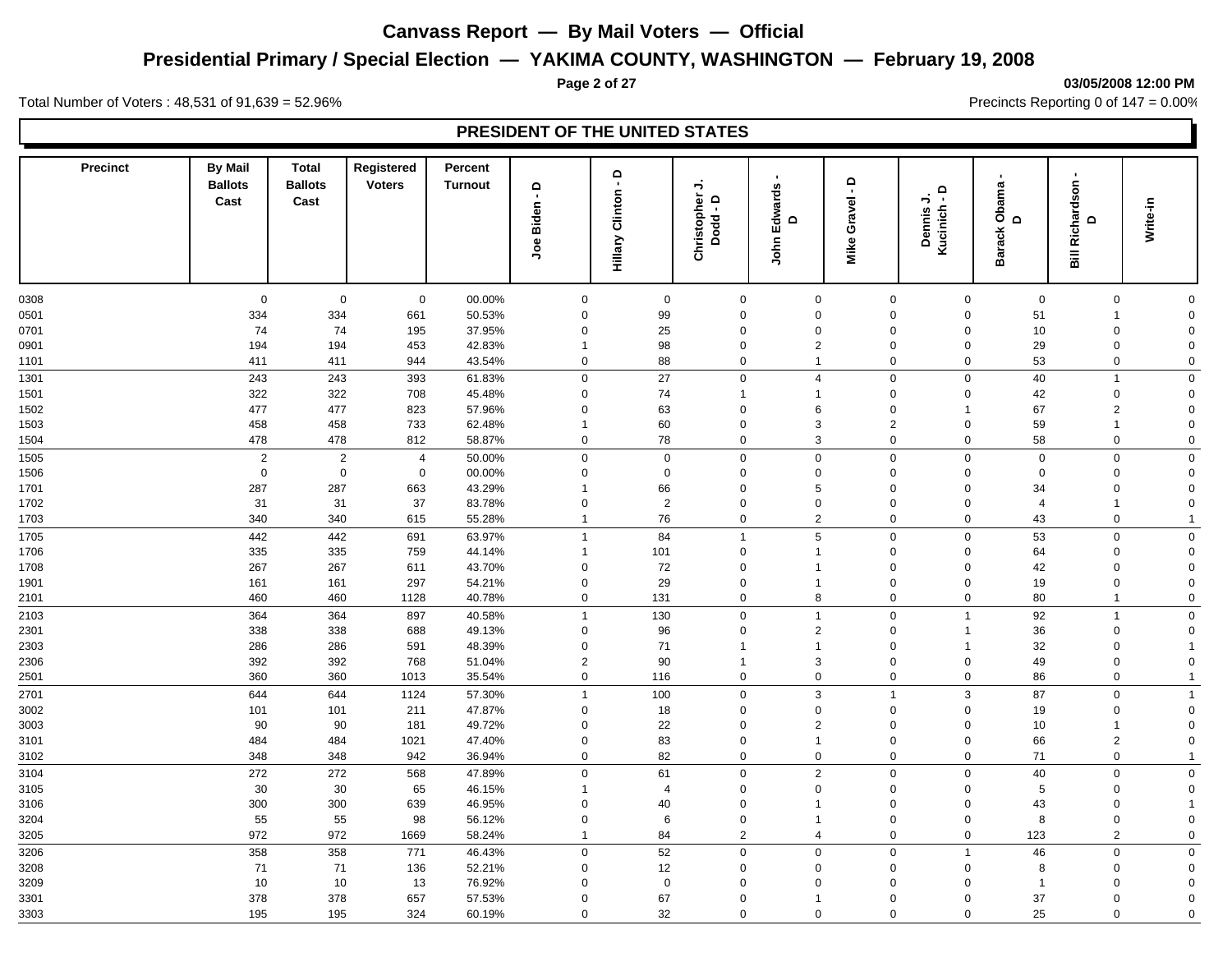# Canvass Report — By Mail Voters — Official

## Presidential Primary / Special Election — YAKIMA COUNTY, WASHINGTON — February 19, 2008

03/05/2008 12:00 PM

Total Number of Voters : 48,531 of 91,639 = 52.96%

Precincts Reporting 0 of 147 = 0.00%

### PRESIDENT OF THE UNITED STATES

| Precinct | By Mail Ballots Cast | Total Ballots Cast | Registered Voters | Percent Turnout | Joe Biden - D | Hillary Clinton - D | Christopher J. Dodd - D | John Edwards - D | Mike Gravel - D | Dennis J. Kucinich - D | Barack Obama - D | Bill Richardson - D | Write-in |
|---|---|---|---|---|---|---|---|---|---|---|---|---|---|
| 0308 | 0 | 0 | 0 | 00.00% | 0 | 0 | 0 | 0 | 0 | 0 | 0 | 0 | 0 |
| 0501 | 334 | 334 | 661 | 50.53% | 0 | 99 | 0 | 0 | 0 | 0 | 51 | 1 | 0 |
| 0701 | 74 | 74 | 195 | 37.95% | 0 | 25 | 0 | 0 | 0 | 0 | 10 | 0 | 0 |
| 0901 | 194 | 194 | 453 | 42.83% | 1 | 98 | 0 | 2 | 0 | 0 | 29 | 0 | 0 |
| 1101 | 411 | 411 | 944 | 43.54% | 0 | 88 | 0 | 1 | 0 | 0 | 53 | 0 | 0 |
| 1301 | 243 | 243 | 393 | 61.83% | 0 | 27 | 0 | 4 | 0 | 0 | 40 | 1 | 0 |
| 1501 | 322 | 322 | 708 | 45.48% | 0 | 74 | 1 | 1 | 0 | 0 | 42 | 0 | 0 |
| 1502 | 477 | 477 | 823 | 57.96% | 0 | 63 | 0 | 6 | 0 | 1 | 67 | 2 | 0 |
| 1503 | 458 | 458 | 733 | 62.48% | 1 | 60 | 0 | 3 | 2 | 0 | 59 | 1 | 0 |
| 1504 | 478 | 478 | 812 | 58.87% | 0 | 78 | 0 | 3 | 0 | 0 | 58 | 0 | 0 |
| 1505 | 2 | 2 | 4 | 50.00% | 0 | 0 | 0 | 0 | 0 | 0 | 0 | 0 | 0 |
| 1506 | 0 | 0 | 0 | 00.00% | 0 | 0 | 0 | 0 | 0 | 0 | 0 | 0 | 0 |
| 1701 | 287 | 287 | 663 | 43.29% | 1 | 66 | 0 | 5 | 0 | 0 | 34 | 0 | 0 |
| 1702 | 31 | 31 | 37 | 83.78% | 0 | 2 | 0 | 0 | 0 | 0 | 4 | 1 | 0 |
| 1703 | 340 | 340 | 615 | 55.28% | 1 | 76 | 0 | 2 | 0 | 0 | 43 | 0 | 1 |
| 1705 | 442 | 442 | 691 | 63.97% | 1 | 84 | 1 | 5 | 0 | 0 | 53 | 0 | 0 |
| 1706 | 335 | 335 | 759 | 44.14% | 1 | 101 | 0 | 1 | 0 | 0 | 64 | 0 | 0 |
| 1708 | 267 | 267 | 611 | 43.70% | 0 | 72 | 0 | 1 | 0 | 0 | 42 | 0 | 0 |
| 1901 | 161 | 161 | 297 | 54.21% | 0 | 29 | 0 | 1 | 0 | 0 | 19 | 0 | 0 |
| 2101 | 460 | 460 | 1128 | 40.78% | 0 | 131 | 0 | 8 | 0 | 0 | 80 | 1 | 0 |
| 2103 | 364 | 364 | 897 | 40.58% | 1 | 130 | 0 | 1 | 0 | 1 | 92 | 1 | 0 |
| 2301 | 338 | 338 | 688 | 49.13% | 0 | 96 | 0 | 2 | 0 | 1 | 36 | 0 | 0 |
| 2303 | 286 | 286 | 591 | 48.39% | 0 | 71 | 1 | 1 | 0 | 1 | 32 | 0 | 1 |
| 2306 | 392 | 392 | 768 | 51.04% | 2 | 90 | 1 | 3 | 0 | 0 | 49 | 0 | 0 |
| 2501 | 360 | 360 | 1013 | 35.54% | 0 | 116 | 0 | 0 | 0 | 0 | 86 | 0 | 1 |
| 2701 | 644 | 644 | 1124 | 57.30% | 1 | 100 | 0 | 3 | 1 | 3 | 87 | 0 | 1 |
| 3002 | 101 | 101 | 211 | 47.87% | 0 | 18 | 0 | 0 | 0 | 0 | 19 | 0 | 0 |
| 3003 | 90 | 90 | 181 | 49.72% | 0 | 22 | 0 | 2 | 0 | 0 | 10 | 1 | 0 |
| 3101 | 484 | 484 | 1021 | 47.40% | 0 | 83 | 0 | 1 | 0 | 0 | 66 | 2 | 0 |
| 3102 | 348 | 348 | 942 | 36.94% | 0 | 82 | 0 | 0 | 0 | 0 | 71 | 0 | 1 |
| 3104 | 272 | 272 | 568 | 47.89% | 0 | 61 | 0 | 2 | 0 | 0 | 40 | 0 | 0 |
| 3105 | 30 | 30 | 65 | 46.15% | 1 | 4 | 0 | 0 | 0 | 0 | 5 | 0 | 0 |
| 3106 | 300 | 300 | 639 | 46.95% | 0 | 40 | 0 | 1 | 0 | 0 | 43 | 0 | 1 |
| 3204 | 55 | 55 | 98 | 56.12% | 0 | 6 | 0 | 1 | 0 | 0 | 8 | 0 | 0 |
| 3205 | 972 | 972 | 1669 | 58.24% | 1 | 84 | 2 | 4 | 0 | 0 | 123 | 2 | 0 |
| 3206 | 358 | 358 | 771 | 46.43% | 0 | 52 | 0 | 0 | 0 | 1 | 46 | 0 | 0 |
| 3208 | 71 | 71 | 136 | 52.21% | 0 | 12 | 0 | 0 | 0 | 0 | 8 | 0 | 0 |
| 3209 | 10 | 10 | 13 | 76.92% | 0 | 0 | 0 | 0 | 0 | 0 | 1 | 0 | 0 |
| 3301 | 378 | 378 | 657 | 57.53% | 0 | 67 | 0 | 1 | 0 | 0 | 37 | 0 | 0 |
| 3303 | 195 | 195 | 324 | 60.19% | 0 | 32 | 0 | 0 | 0 | 0 | 25 | 0 | 0 |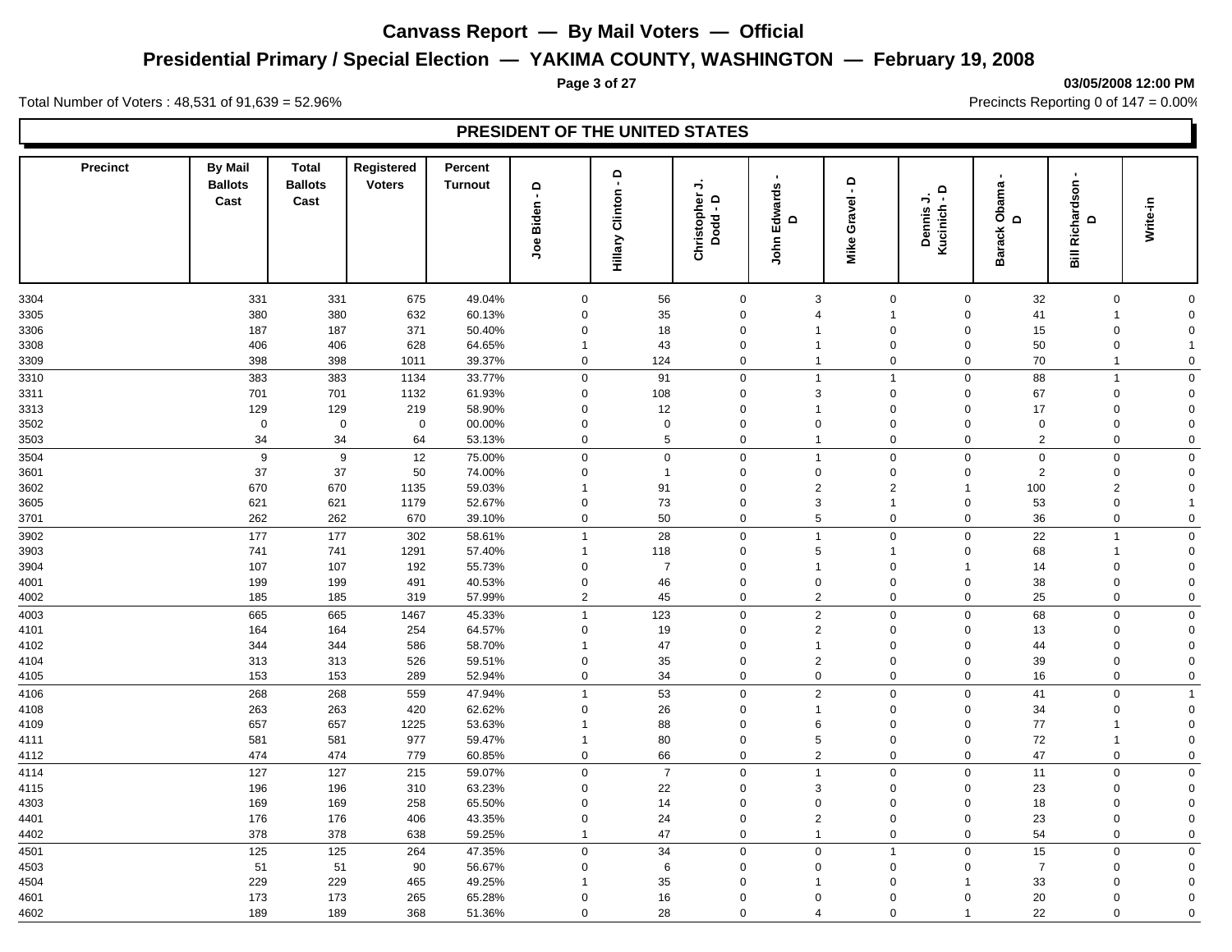# Canvass Report — By Mail Voters — Official

## Presidential Primary / Special Election — YAKIMA COUNTY, WASHINGTON — February 19, 2008

03/05/2008 12:00 PM

Total Number of Voters : 48,531 of 91,639 = 52.96%

Precincts Reporting 0 of 147 = 0.00%

### PRESIDENT OF THE UNITED STATES

| Precinct | By Mail Ballots Cast | Total Ballots Cast | Registered Voters | Percent Turnout | Joe Biden - D | Hillary Clinton - D | Christopher J. Dodd - D | John Edwards - D | Mike Gravel - D | Dennis J. Kucinich - D | Barack Obama - D | Bill Richardson - D | Write-in |
|---|---|---|---|---|---|---|---|---|---|---|---|---|---|
| 3304 | 331 | 331 | 675 | 49.04% | 0 | 56 | 0 | 3 | 0 | 0 | 32 | 0 | 0 |
| 3305 | 380 | 380 | 632 | 60.13% | 0 | 35 | 0 | 4 | 1 | 0 | 41 | 1 | 0 |
| 3306 | 187 | 187 | 371 | 50.40% | 0 | 18 | 0 | 1 | 0 | 0 | 15 | 0 | 0 |
| 3308 | 406 | 406 | 628 | 64.65% | 1 | 43 | 0 | 1 | 0 | 0 | 50 | 0 | 1 |
| 3309 | 398 | 398 | 1011 | 39.37% | 0 | 124 | 0 | 1 | 0 | 0 | 70 | 1 | 0 |
| 3310 | 383 | 383 | 1134 | 33.77% | 0 | 91 | 0 | 1 | 1 | 0 | 88 | 1 | 0 |
| 3311 | 701 | 701 | 1132 | 61.93% | 0 | 108 | 0 | 3 | 0 | 0 | 67 | 0 | 0 |
| 3313 | 129 | 129 | 219 | 58.90% | 0 | 12 | 0 | 1 | 0 | 0 | 17 | 0 | 0 |
| 3502 | 0 | 0 | 0 | 00.00% | 0 | 0 | 0 | 0 | 0 | 0 | 0 | 0 | 0 |
| 3503 | 34 | 34 | 64 | 53.13% | 0 | 5 | 0 | 1 | 0 | 0 | 2 | 0 | 0 |
| 3504 | 9 | 9 | 12 | 75.00% | 0 | 0 | 0 | 1 | 0 | 0 | 0 | 0 | 0 |
| 3601 | 37 | 37 | 50 | 74.00% | 0 | 1 | 0 | 0 | 0 | 0 | 2 | 0 | 0 |
| 3602 | 670 | 670 | 1135 | 59.03% | 1 | 91 | 0 | 2 | 2 | 1 | 100 | 2 | 0 |
| 3605 | 621 | 621 | 1179 | 52.67% | 0 | 73 | 0 | 3 | 1 | 0 | 53 | 0 | 1 |
| 3701 | 262 | 262 | 670 | 39.10% | 0 | 50 | 0 | 5 | 0 | 0 | 36 | 0 | 0 |
| 3902 | 177 | 177 | 302 | 58.61% | 1 | 28 | 0 | 1 | 0 | 0 | 22 | 1 | 0 |
| 3903 | 741 | 741 | 1291 | 57.40% | 1 | 118 | 0 | 5 | 1 | 0 | 68 | 1 | 0 |
| 3904 | 107 | 107 | 192 | 55.73% | 0 | 7 | 0 | 1 | 0 | 1 | 14 | 0 | 0 |
| 4001 | 199 | 199 | 491 | 40.53% | 0 | 46 | 0 | 0 | 0 | 0 | 38 | 0 | 0 |
| 4002 | 185 | 185 | 319 | 57.99% | 2 | 45 | 0 | 2 | 0 | 0 | 25 | 0 | 0 |
| 4003 | 665 | 665 | 1467 | 45.33% | 1 | 123 | 0 | 2 | 0 | 0 | 68 | 0 | 0 |
| 4101 | 164 | 164 | 254 | 64.57% | 0 | 19 | 0 | 2 | 0 | 0 | 13 | 0 | 0 |
| 4102 | 344 | 344 | 586 | 58.70% | 1 | 47 | 0 | 1 | 0 | 0 | 44 | 0 | 0 |
| 4104 | 313 | 313 | 526 | 59.51% | 0 | 35 | 0 | 2 | 0 | 0 | 39 | 0 | 0 |
| 4105 | 153 | 153 | 289 | 52.94% | 0 | 34 | 0 | 0 | 0 | 0 | 16 | 0 | 0 |
| 4106 | 268 | 268 | 559 | 47.94% | 1 | 53 | 0 | 2 | 0 | 0 | 41 | 0 | 1 |
| 4108 | 263 | 263 | 420 | 62.62% | 0 | 26 | 0 | 1 | 0 | 0 | 34 | 0 | 0 |
| 4109 | 657 | 657 | 1225 | 53.63% | 1 | 88 | 0 | 6 | 0 | 0 | 77 | 1 | 0 |
| 4111 | 581 | 581 | 977 | 59.47% | 1 | 80 | 0 | 5 | 0 | 0 | 72 | 1 | 0 |
| 4112 | 474 | 474 | 779 | 60.85% | 0 | 66 | 0 | 2 | 0 | 0 | 47 | 0 | 0 |
| 4114 | 127 | 127 | 215 | 59.07% | 0 | 7 | 0 | 1 | 0 | 0 | 11 | 0 | 0 |
| 4115 | 196 | 196 | 310 | 63.23% | 0 | 22 | 0 | 3 | 0 | 0 | 23 | 0 | 0 |
| 4303 | 169 | 169 | 258 | 65.50% | 0 | 14 | 0 | 0 | 0 | 0 | 18 | 0 | 0 |
| 4401 | 176 | 176 | 406 | 43.35% | 0 | 24 | 0 | 2 | 0 | 0 | 23 | 0 | 0 |
| 4402 | 378 | 378 | 638 | 59.25% | 1 | 47 | 0 | 1 | 0 | 0 | 54 | 0 | 0 |
| 4501 | 125 | 125 | 264 | 47.35% | 0 | 34 | 0 | 0 | 1 | 0 | 15 | 0 | 0 |
| 4503 | 51 | 51 | 90 | 56.67% | 0 | 6 | 0 | 0 | 0 | 0 | 7 | 0 | 0 |
| 4504 | 229 | 229 | 465 | 49.25% | 1 | 35 | 0 | 1 | 0 | 1 | 33 | 0 | 0 |
| 4601 | 173 | 173 | 265 | 65.28% | 0 | 16 | 0 | 0 | 0 | 0 | 20 | 0 | 0 |
| 4602 | 189 | 189 | 368 | 51.36% | 0 | 28 | 0 | 4 | 0 | 1 | 22 | 0 | 0 |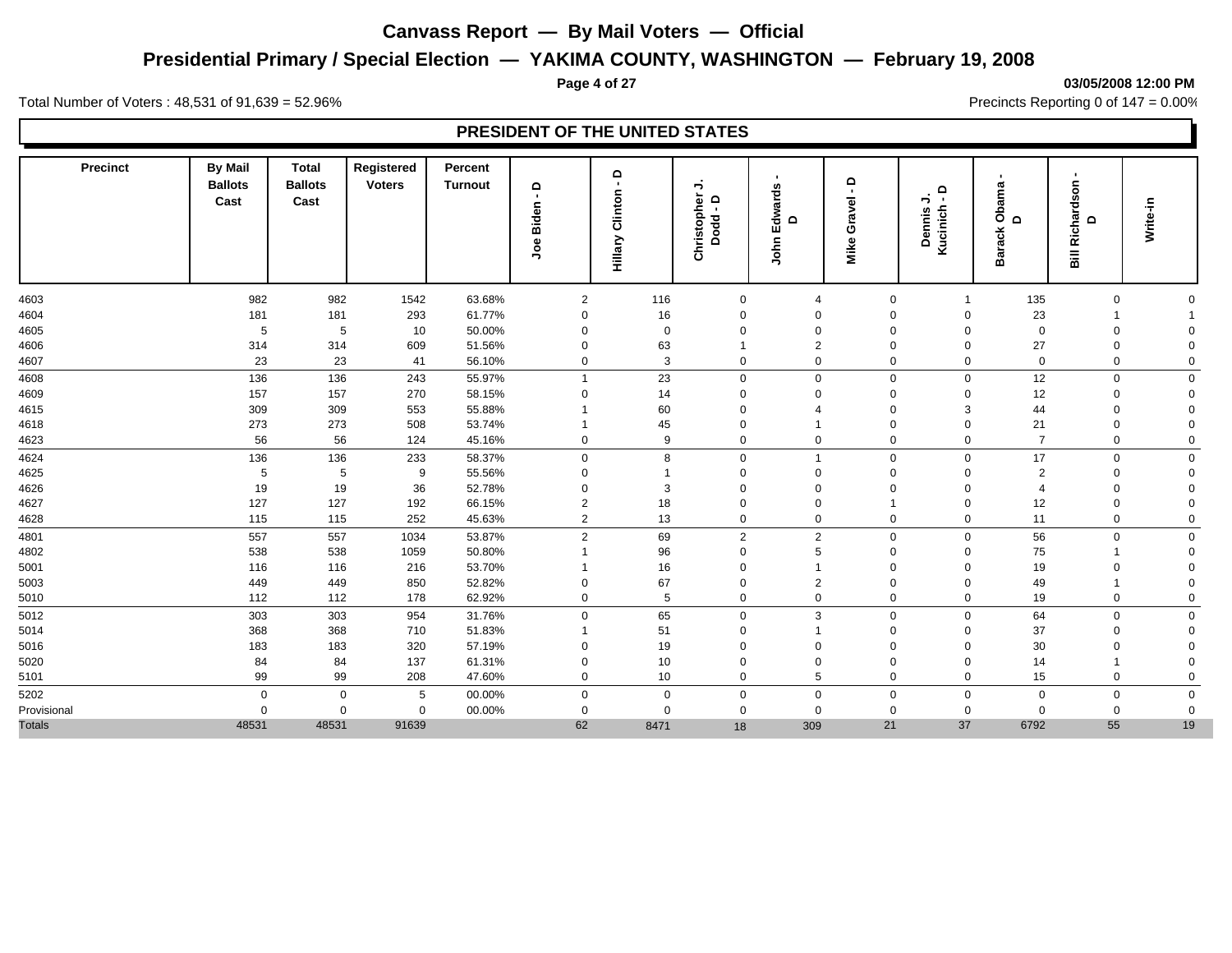# Canvass Report — By Mail Voters — Official

## Presidential Primary / Special Election — YAKIMA COUNTY, WASHINGTON — February 19, 2008

03/05/2008 12:00 PM

Total Number of Voters : 48,531 of 91,639 = 52.96%

Precincts Reporting 0 of 147 = 0.00%

### PRESIDENT OF THE UNITED STATES

| Precinct | By Mail Ballots Cast | Total Ballots Cast | Registered Voters | Percent Turnout | Joe Biden - D | Hillary Clinton - D | Christopher J. Dodd - D | John Edwards - D | Mike Gravel - D | Dennis J. Kucinich - D | Barack Obama - D | Bill Richardson - D | Write-in |
|---|---|---|---|---|---|---|---|---|---|---|---|---|---|
| 4603 | 982 | 982 | 1542 | 63.68% | 2 | 116 | 0 | 4 | 0 | 1 | 135 | 0 | 0 |
| 4604 | 181 | 181 | 293 | 61.77% | 0 | 16 | 0 | 0 | 0 | 0 | 23 | 1 | 1 |
| 4605 | 5 | 5 | 10 | 50.00% | 0 | 0 | 0 | 0 | 0 | 0 | 0 | 0 | 0 |
| 4606 | 314 | 314 | 609 | 51.56% | 0 | 63 | 1 | 2 | 0 | 0 | 27 | 0 | 0 |
| 4607 | 23 | 23 | 41 | 56.10% | 0 | 3 | 0 | 0 | 0 | 0 | 0 | 0 | 0 |
| 4608 | 136 | 136 | 243 | 55.97% | 1 | 23 | 0 | 0 | 0 | 0 | 12 | 0 | 0 |
| 4609 | 157 | 157 | 270 | 58.15% | 0 | 14 | 0 | 0 | 0 | 0 | 12 | 0 | 0 |
| 4615 | 309 | 309 | 553 | 55.88% | 1 | 60 | 0 | 4 | 0 | 3 | 44 | 0 | 0 |
| 4618 | 273 | 273 | 508 | 53.74% | 1 | 45 | 0 | 1 | 0 | 0 | 21 | 0 | 0 |
| 4623 | 56 | 56 | 124 | 45.16% | 0 | 9 | 0 | 0 | 0 | 0 | 7 | 0 | 0 |
| 4624 | 136 | 136 | 233 | 58.37% | 0 | 8 | 0 | 1 | 0 | 0 | 17 | 0 | 0 |
| 4625 | 5 | 5 | 9 | 55.56% | 0 | 1 | 0 | 0 | 0 | 0 | 2 | 0 | 0 |
| 4626 | 19 | 19 | 36 | 52.78% | 0 | 3 | 0 | 0 | 0 | 0 | 4 | 0 | 0 |
| 4627 | 127 | 127 | 192 | 66.15% | 2 | 18 | 0 | 0 | 1 | 0 | 12 | 0 | 0 |
| 4628 | 115 | 115 | 252 | 45.63% | 2 | 13 | 0 | 0 | 0 | 0 | 11 | 0 | 0 |
| 4801 | 557 | 557 | 1034 | 53.87% | 2 | 69 | 2 | 2 | 0 | 0 | 56 | 0 | 0 |
| 4802 | 538 | 538 | 1059 | 50.80% | 1 | 96 | 0 | 5 | 0 | 0 | 75 | 1 | 0 |
| 5001 | 116 | 116 | 216 | 53.70% | 1 | 16 | 0 | 1 | 0 | 0 | 19 | 0 | 0 |
| 5003 | 449 | 449 | 850 | 52.82% | 0 | 67 | 0 | 2 | 0 | 0 | 49 | 1 | 0 |
| 5010 | 112 | 112 | 178 | 62.92% | 0 | 5 | 0 | 0 | 0 | 0 | 19 | 0 | 0 |
| 5012 | 303 | 303 | 954 | 31.76% | 0 | 65 | 0 | 3 | 0 | 0 | 64 | 0 | 0 |
| 5014 | 368 | 368 | 710 | 51.83% | 1 | 51 | 0 | 1 | 0 | 0 | 37 | 0 | 0 |
| 5016 | 183 | 183 | 320 | 57.19% | 0 | 19 | 0 | 0 | 0 | 0 | 30 | 0 | 0 |
| 5020 | 84 | 84 | 137 | 61.31% | 0 | 10 | 0 | 0 | 0 | 0 | 14 | 1 | 0 |
| 5101 | 99 | 99 | 208 | 47.60% | 0 | 10 | 0 | 5 | 0 | 0 | 15 | 0 | 0 |
| 5202 | 0 | 0 | 5 | 00.00% | 0 | 0 | 0 | 0 | 0 | 0 | 0 | 0 | 0 |
| Provisional | 0 | 0 | 0 | 00.00% | 0 | 0 | 0 | 0 | 0 | 0 | 0 | 0 | 0 |
| Totals | 48531 | 48531 | 91639 | | 62 | 8471 | 18 | 309 | 21 | 37 | 6792 | 55 | 19 |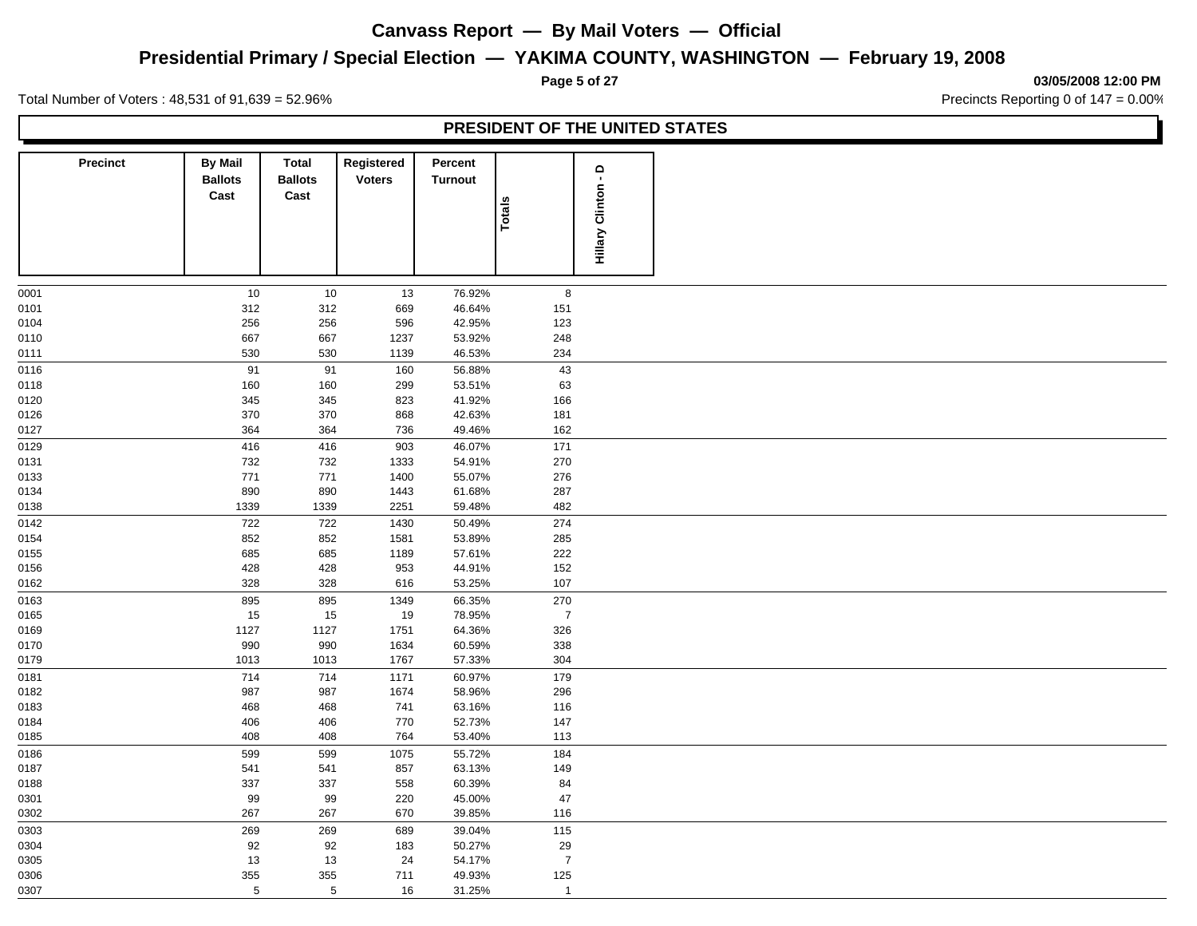# Canvass Report — By Mail Voters — Official

## Presidential Primary / Special Election — YAKIMA COUNTY, WASHINGTON — February 19, 2008

03/05/2008 12:00 PM

Total Number of Voters : 48,531 of 91,639 = 52.96%

Precincts Reporting 0 of 147 = 0.00%

### PRESIDENT OF THE UNITED STATES

| Precinct | By Mail Ballots Cast | Total Ballots Cast | Registered Voters | Percent Turnout | Totals | Hillary Clinton - D |
|---|---|---|---|---|---|---|
| 0001 | 10 | 10 | 13 | 76.92% | 8 | |
| 0101 | 312 | 312 | 669 | 46.64% | 151 | |
| 0104 | 256 | 256 | 596 | 42.95% | 123 | |
| 0110 | 667 | 667 | 1237 | 53.92% | 248 | |
| 0111 | 530 | 530 | 1139 | 46.53% | 234 | |
| 0116 | 91 | 91 | 160 | 56.88% | 43 | |
| 0118 | 160 | 160 | 299 | 53.51% | 63 | |
| 0120 | 345 | 345 | 823 | 41.92% | 166 | |
| 0126 | 370 | 370 | 868 | 42.63% | 181 | |
| 0127 | 364 | 364 | 736 | 49.46% | 162 | |
| 0129 | 416 | 416 | 903 | 46.07% | 171 | |
| 0131 | 732 | 732 | 1333 | 54.91% | 270 | |
| 0133 | 771 | 771 | 1400 | 55.07% | 276 | |
| 0134 | 890 | 890 | 1443 | 61.68% | 287 | |
| 0138 | 1339 | 1339 | 2251 | 59.48% | 482 | |
| 0142 | 722 | 722 | 1430 | 50.49% | 274 | |
| 0154 | 852 | 852 | 1581 | 53.89% | 285 | |
| 0155 | 685 | 685 | 1189 | 57.61% | 222 | |
| 0156 | 428 | 428 | 953 | 44.91% | 152 | |
| 0162 | 328 | 328 | 616 | 53.25% | 107 | |
| 0163 | 895 | 895 | 1349 | 66.35% | 270 | |
| 0165 | 15 | 15 | 19 | 78.95% | 7 | |
| 0169 | 1127 | 1127 | 1751 | 64.36% | 326 | |
| 0170 | 990 | 990 | 1634 | 60.59% | 338 | |
| 0179 | 1013 | 1013 | 1767 | 57.33% | 304 | |
| 0181 | 714 | 714 | 1171 | 60.97% | 179 | |
| 0182 | 987 | 987 | 1674 | 58.96% | 296 | |
| 0183 | 468 | 468 | 741 | 63.16% | 116 | |
| 0184 | 406 | 406 | 770 | 52.73% | 147 | |
| 0185 | 408 | 408 | 764 | 53.40% | 113 | |
| 0186 | 599 | 599 | 1075 | 55.72% | 184 | |
| 0187 | 541 | 541 | 857 | 63.13% | 149 | |
| 0188 | 337 | 337 | 558 | 60.39% | 84 | |
| 0301 | 99 | 99 | 220 | 45.00% | 47 | |
| 0302 | 267 | 267 | 670 | 39.85% | 116 | |
| 0303 | 269 | 269 | 689 | 39.04% | 115 | |
| 0304 | 92 | 92 | 183 | 50.27% | 29 | |
| 0305 | 13 | 13 | 24 | 54.17% | 7 | |
| 0306 | 355 | 355 | 711 | 49.93% | 125 | |
| 0307 | 5 | 5 | 16 | 31.25% | 1 | |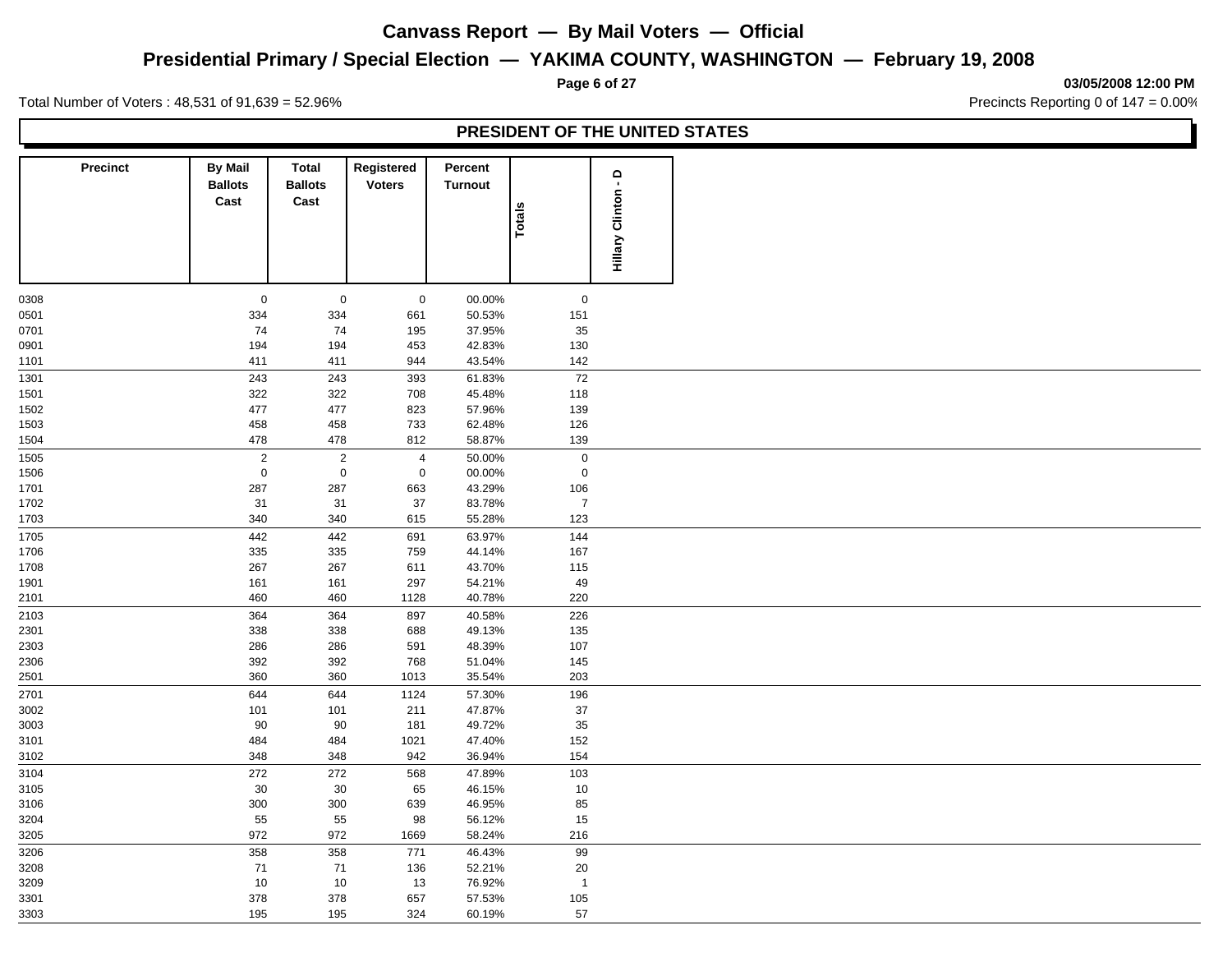# Canvass Report — By Mail Voters — Official

## Presidential Primary / Special Election — YAKIMA COUNTY, WASHINGTON — February 19, 2008

03/05/2008 12:00 PM

Total Number of Voters : 48,531 of 91,639 = 52.96%

Precincts Reporting 0 of 147 = 0.00%

### PRESIDENT OF THE UNITED STATES

| Precinct | By Mail Ballots Cast | Total Ballots Cast | Registered Voters | Percent Turnout | Totals | Hillary Clinton - D |
|---|---|---|---|---|---|---|
| 0308 | 0 | 0 | 0 | 00.00% | 0 | |
| 0501 | 334 | 334 | 661 | 50.53% | 151 | |
| 0701 | 74 | 74 | 195 | 37.95% | 35 | |
| 0901 | 194 | 194 | 453 | 42.83% | 130 | |
| 1101 | 411 | 411 | 944 | 43.54% | 142 | |
| 1301 | 243 | 243 | 393 | 61.83% | 72 | |
| 1501 | 322 | 322 | 708 | 45.48% | 118 | |
| 1502 | 477 | 477 | 823 | 57.96% | 139 | |
| 1503 | 458 | 458 | 733 | 62.48% | 126 | |
| 1504 | 478 | 478 | 812 | 58.87% | 139 | |
| 1505 | 2 | 2 | 4 | 50.00% | 0 | |
| 1506 | 0 | 0 | 0 | 00.00% | 0 | |
| 1701 | 287 | 287 | 663 | 43.29% | 106 | |
| 1702 | 31 | 31 | 37 | 83.78% | 7 | |
| 1703 | 340 | 340 | 615 | 55.28% | 123 | |
| 1705 | 442 | 442 | 691 | 63.97% | 144 | |
| 1706 | 335 | 335 | 759 | 44.14% | 167 | |
| 1708 | 267 | 267 | 611 | 43.70% | 115 | |
| 1901 | 161 | 161 | 297 | 54.21% | 49 | |
| 2101 | 460 | 460 | 1128 | 40.78% | 220 | |
| 2103 | 364 | 364 | 897 | 40.58% | 226 | |
| 2301 | 338 | 338 | 688 | 49.13% | 135 | |
| 2303 | 286 | 286 | 591 | 48.39% | 107 | |
| 2306 | 392 | 392 | 768 | 51.04% | 145 | |
| 2501 | 360 | 360 | 1013 | 35.54% | 203 | |
| 2701 | 644 | 644 | 1124 | 57.30% | 196 | |
| 3002 | 101 | 101 | 211 | 47.87% | 37 | |
| 3003 | 90 | 90 | 181 | 49.72% | 35 | |
| 3101 | 484 | 484 | 1021 | 47.40% | 152 | |
| 3102 | 348 | 348 | 942 | 36.94% | 154 | |
| 3104 | 272 | 272 | 568 | 47.89% | 103 | |
| 3105 | 30 | 30 | 65 | 46.15% | 10 | |
| 3106 | 300 | 300 | 639 | 46.95% | 85 | |
| 3204 | 55 | 55 | 98 | 56.12% | 15 | |
| 3205 | 972 | 972 | 1669 | 58.24% | 216 | |
| 3206 | 358 | 358 | 771 | 46.43% | 99 | |
| 3208 | 71 | 71 | 136 | 52.21% | 20 | |
| 3209 | 10 | 10 | 13 | 76.92% | 1 | |
| 3301 | 378 | 378 | 657 | 57.53% | 105 | |
| 3303 | 195 | 195 | 324 | 60.19% | 57 | |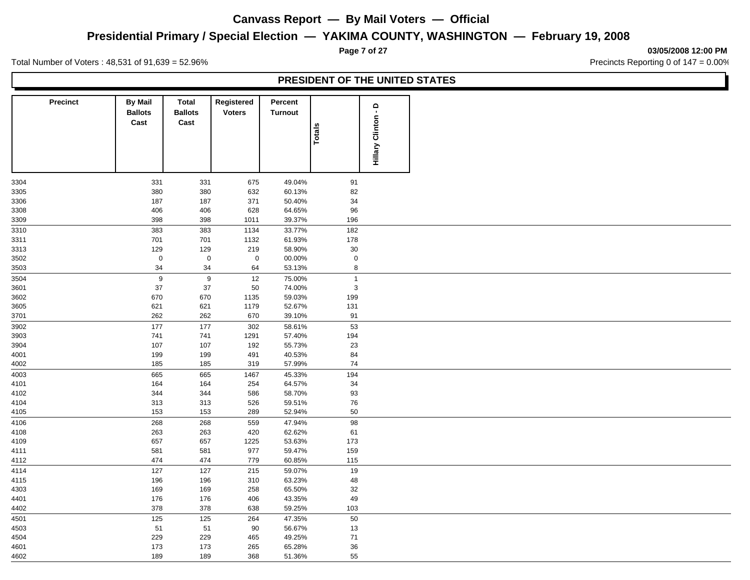**Canvass Report — By Mail Voters — Official**

**Presidential Primary / Special Election — YAKIMA COUNTY, WASHINGTON — February 19, 2008**

**03/05/2008 12:00 PM**

Total Number of Voters : 48,531 of 91,639 = 52.96%

Precincts Reporting 0 of 147 = 0.00%

## PRESIDENT OF THE UNITED STATES

| Precinct | By Mail Ballots Cast | Total Ballots Cast | Registered Voters | Percent Turnout | Totals | Hillary Clinton - D |
|---|---|---|---|---|---|---|
| 3304 | 331 | 331 | 675 | 49.04% | 91 | |
| 3305 | 380 | 380 | 632 | 60.13% | 82 | |
| 3306 | 187 | 187 | 371 | 50.40% | 34 | |
| 3308 | 406 | 406 | 628 | 64.65% | 96 | |
| 3309 | 398 | 398 | 1011 | 39.37% | 196 | |
| 3310 | 383 | 383 | 1134 | 33.77% | 182 | |
| 3311 | 701 | 701 | 1132 | 61.93% | 178 | |
| 3313 | 129 | 129 | 219 | 58.90% | 30 | |
| 3502 | 0 | 0 | 0 | 00.00% | 0 | |
| 3503 | 34 | 34 | 64 | 53.13% | 8 | |
| 3504 | 9 | 9 | 12 | 75.00% | 1 | |
| 3601 | 37 | 37 | 50 | 74.00% | 3 | |
| 3602 | 670 | 670 | 1135 | 59.03% | 199 | |
| 3605 | 621 | 621 | 1179 | 52.67% | 131 | |
| 3701 | 262 | 262 | 670 | 39.10% | 91 | |
| 3902 | 177 | 177 | 302 | 58.61% | 53 | |
| 3903 | 741 | 741 | 1291 | 57.40% | 194 | |
| 3904 | 107 | 107 | 192 | 55.73% | 23 | |
| 4001 | 199 | 199 | 491 | 40.53% | 84 | |
| 4002 | 185 | 185 | 319 | 57.99% | 74 | |
| 4003 | 665 | 665 | 1467 | 45.33% | 194 | |
| 4101 | 164 | 164 | 254 | 64.57% | 34 | |
| 4102 | 344 | 344 | 586 | 58.70% | 93 | |
| 4104 | 313 | 313 | 526 | 59.51% | 76 | |
| 4105 | 153 | 153 | 289 | 52.94% | 50 | |
| 4106 | 268 | 268 | 559 | 47.94% | 98 | |
| 4108 | 263 | 263 | 420 | 62.62% | 61 | |
| 4109 | 657 | 657 | 1225 | 53.63% | 173 | |
| 4111 | 581 | 581 | 977 | 59.47% | 159 | |
| 4112 | 474 | 474 | 779 | 60.85% | 115 | |
| 4114 | 127 | 127 | 215 | 59.07% | 19 | |
| 4115 | 196 | 196 | 310 | 63.23% | 48 | |
| 4303 | 169 | 169 | 258 | 65.50% | 32 | |
| 4401 | 176 | 176 | 406 | 43.35% | 49 | |
| 4402 | 378 | 378 | 638 | 59.25% | 103 | |
| 4501 | 125 | 125 | 264 | 47.35% | 50 | |
| 4503 | 51 | 51 | 90 | 56.67% | 13 | |
| 4504 | 229 | 229 | 465 | 49.25% | 71 | |
| 4601 | 173 | 173 | 265 | 65.28% | 36 | |
| 4602 | 189 | 189 | 368 | 51.36% | 55 | |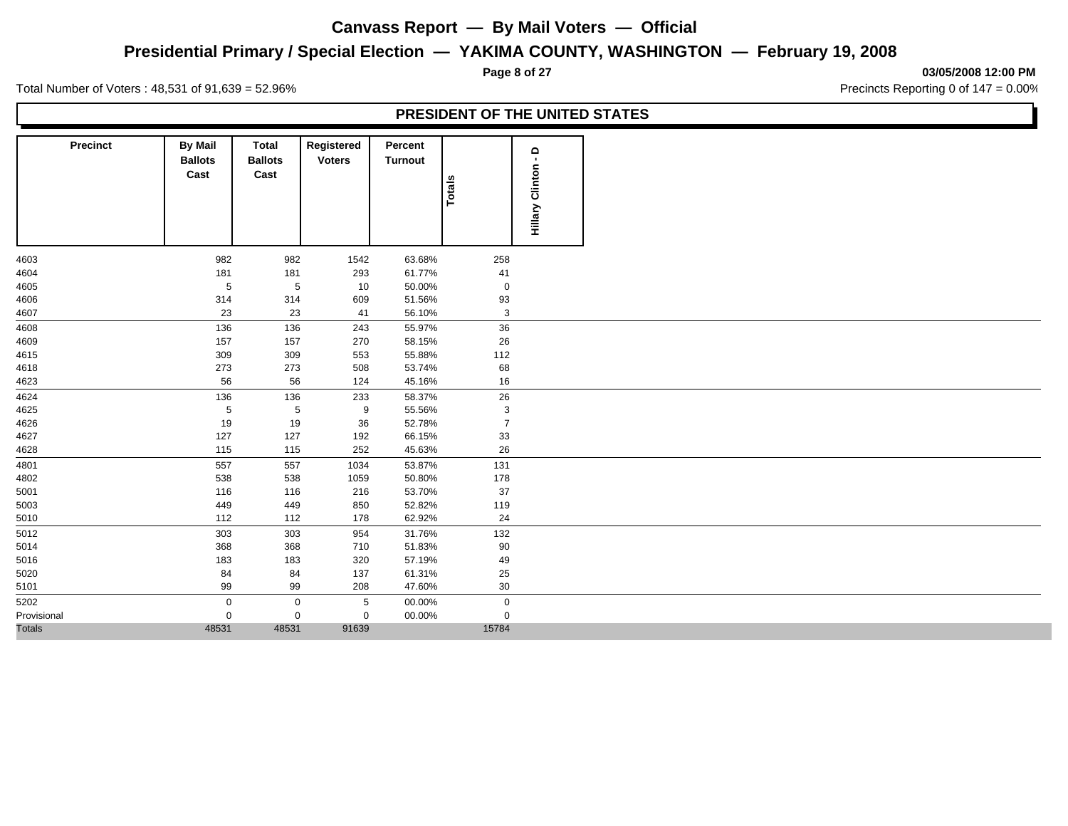# Canvass Report — By Mail Voters — Official

## Presidential Primary / Special Election — YAKIMA COUNTY, WASHINGTON — February 19, 2008

03/05/2008 12:00 PM

Total Number of Voters : 48,531 of 91,639 = 52.96%

Precincts Reporting 0 of 147 = 0.00%

### PRESIDENT OF THE UNITED STATES

| Precinct | By Mail Ballots Cast | Total Ballots Cast | Registered Voters | Percent Turnout | Totals | Hillary Clinton - D |
|---|---|---|---|---|---|---|
| 4603 | 982 | 982 | 1542 | 63.68% | 258 | |
| 4604 | 181 | 181 | 293 | 61.77% | 41 | |
| 4605 | 5 | 5 | 10 | 50.00% | 0 | |
| 4606 | 314 | 314 | 609 | 51.56% | 93 | |
| 4607 | 23 | 23 | 41 | 56.10% | 3 | |
| 4608 | 136 | 136 | 243 | 55.97% | 36 | |
| 4609 | 157 | 157 | 270 | 58.15% | 26 | |
| 4615 | 309 | 309 | 553 | 55.88% | 112 | |
| 4618 | 273 | 273 | 508 | 53.74% | 68 | |
| 4623 | 56 | 56 | 124 | 45.16% | 16 | |
| 4624 | 136 | 136 | 233 | 58.37% | 26 | |
| 4625 | 5 | 5 | 9 | 55.56% | 3 | |
| 4626 | 19 | 19 | 36 | 52.78% | 7 | |
| 4627 | 127 | 127 | 192 | 66.15% | 33 | |
| 4628 | 115 | 115 | 252 | 45.63% | 26 | |
| 4801 | 557 | 557 | 1034 | 53.87% | 131 | |
| 4802 | 538 | 538 | 1059 | 50.80% | 178 | |
| 5001 | 116 | 116 | 216 | 53.70% | 37 | |
| 5003 | 449 | 449 | 850 | 52.82% | 119 | |
| 5010 | 112 | 112 | 178 | 62.92% | 24 | |
| 5012 | 303 | 303 | 954 | 31.76% | 132 | |
| 5014 | 368 | 368 | 710 | 51.83% | 90 | |
| 5016 | 183 | 183 | 320 | 57.19% | 49 | |
| 5020 | 84 | 84 | 137 | 61.31% | 25 | |
| 5101 | 99 | 99 | 208 | 47.60% | 30 | |
| 5202 | 0 | 0 | 5 | 00.00% | 0 | |
| Provisional | 0 | 0 | 0 | 00.00% | 0 | |
| Totals | 48531 | 48531 | 91639 | | 15784 | |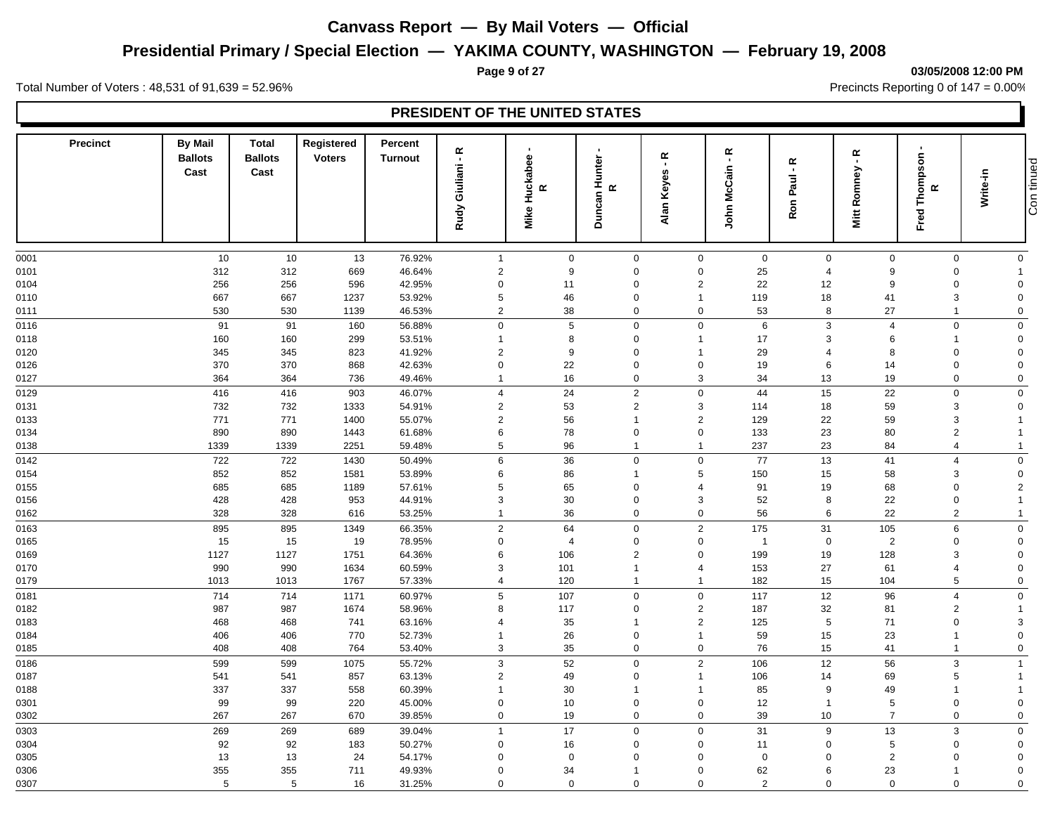# Canvass Report — By Mail Voters — Official

## Presidential Primary / Special Election — YAKIMA COUNTY, WASHINGTON — February 19, 2008

03/05/2008 12:00 PM

Total Number of Voters : 48,531 of 91,639 = 52.96%

Precincts Reporting 0 of 147 = 0.00%

### PRESIDENT OF THE UNITED STATES

| Precinct | By Mail Ballots Cast | Total Ballots Cast | Registered Voters | Percent Turnout | Rudy Giuliani - R | Mike Huckabee - R | Duncan Hunter - R | Alan Keyes - R | John McCain - R | Ron Paul - R | Mitt Romney - R | Fred Thompson - R | Write-in |
|---|---|---|---|---|---|---|---|---|---|---|---|---|---|
| 0001 | 10 | 10 | 13 | 76.92% | 1 | 0 | 0 | 0 | 0 | 0 | 0 | 0 | 0 |
| 0101 | 312 | 312 | 669 | 46.64% | 2 | 9 | 0 | 0 | 25 | 4 | 9 | 0 | 1 |
| 0104 | 256 | 256 | 596 | 42.95% | 0 | 11 | 0 | 2 | 22 | 12 | 9 | 0 | 0 |
| 0110 | 667 | 667 | 1237 | 53.92% | 5 | 46 | 0 | 1 | 119 | 18 | 41 | 3 | 0 |
| 0111 | 530 | 530 | 1139 | 46.53% | 2 | 38 | 0 | 0 | 53 | 8 | 27 | 1 | 0 |
| 0116 | 91 | 91 | 160 | 56.88% | 0 | 5 | 0 | 0 | 6 | 3 | 4 | 0 | 0 |
| 0118 | 160 | 160 | 299 | 53.51% | 1 | 8 | 0 | 1 | 17 | 3 | 6 | 1 | 0 |
| 0120 | 345 | 345 | 823 | 41.92% | 2 | 9 | 0 | 1 | 29 | 4 | 8 | 0 | 0 |
| 0126 | 370 | 370 | 868 | 42.63% | 0 | 22 | 0 | 0 | 19 | 6 | 14 | 0 | 0 |
| 0127 | 364 | 364 | 736 | 49.46% | 1 | 16 | 0 | 3 | 34 | 13 | 19 | 0 | 0 |
| 0129 | 416 | 416 | 903 | 46.07% | 4 | 24 | 2 | 0 | 44 | 15 | 22 | 0 | 0 |
| 0131 | 732 | 732 | 1333 | 54.91% | 2 | 53 | 2 | 3 | 114 | 18 | 59 | 3 | 0 |
| 0133 | 771 | 771 | 1400 | 55.07% | 2 | 56 | 1 | 2 | 129 | 22 | 59 | 3 | 1 |
| 0134 | 890 | 890 | 1443 | 61.68% | 6 | 78 | 0 | 0 | 133 | 23 | 80 | 2 | 1 |
| 0138 | 1339 | 1339 | 2251 | 59.48% | 5 | 96 | 1 | 1 | 237 | 23 | 84 | 4 | 1 |
| 0142 | 722 | 722 | 1430 | 50.49% | 6 | 36 | 0 | 0 | 77 | 13 | 41 | 4 | 0 |
| 0154 | 852 | 852 | 1581 | 53.89% | 6 | 86 | 1 | 5 | 150 | 15 | 58 | 3 | 0 |
| 0155 | 685 | 685 | 1189 | 57.61% | 5 | 65 | 0 | 4 | 91 | 19 | 68 | 0 | 2 |
| 0156 | 428 | 428 | 953 | 44.91% | 3 | 30 | 0 | 3 | 52 | 8 | 22 | 0 | 1 |
| 0162 | 328 | 328 | 616 | 53.25% | 1 | 36 | 0 | 0 | 56 | 6 | 22 | 2 | 1 |
| 0163 | 895 | 895 | 1349 | 66.35% | 2 | 64 | 0 | 2 | 175 | 31 | 105 | 6 | 0 |
| 0165 | 15 | 15 | 19 | 78.95% | 0 | 4 | 0 | 0 | 1 | 0 | 2 | 0 | 0 |
| 0169 | 1127 | 1127 | 1751 | 64.36% | 6 | 106 | 2 | 0 | 199 | 19 | 128 | 3 | 0 |
| 0170 | 990 | 990 | 1634 | 60.59% | 3 | 101 | 1 | 4 | 153 | 27 | 61 | 4 | 0 |
| 0179 | 1013 | 1013 | 1767 | 57.33% | 4 | 120 | 1 | 1 | 182 | 15 | 104 | 5 | 0 |
| 0181 | 714 | 714 | 1171 | 60.97% | 5 | 107 | 0 | 0 | 117 | 12 | 96 | 4 | 0 |
| 0182 | 987 | 987 | 1674 | 58.96% | 8 | 117 | 0 | 2 | 187 | 32 | 81 | 2 | 1 |
| 0183 | 468 | 468 | 741 | 63.16% | 4 | 35 | 1 | 2 | 125 | 5 | 71 | 0 | 3 |
| 0184 | 406 | 406 | 770 | 52.73% | 1 | 26 | 0 | 1 | 59 | 15 | 23 | 1 | 0 |
| 0185 | 408 | 408 | 764 | 53.40% | 3 | 35 | 0 | 0 | 76 | 15 | 41 | 1 | 0 |
| 0186 | 599 | 599 | 1075 | 55.72% | 3 | 52 | 0 | 2 | 106 | 12 | 56 | 3 | 1 |
| 0187 | 541 | 541 | 857 | 63.13% | 2 | 49 | 0 | 1 | 106 | 14 | 69 | 5 | 1 |
| 0188 | 337 | 337 | 558 | 60.39% | 1 | 30 | 1 | 1 | 85 | 9 | 49 | 1 | 1 |
| 0301 | 99 | 99 | 220 | 45.00% | 0 | 10 | 0 | 0 | 12 | 1 | 5 | 0 | 0 |
| 0302 | 267 | 267 | 670 | 39.85% | 0 | 19 | 0 | 0 | 39 | 10 | 7 | 0 | 0 |
| 0303 | 269 | 269 | 689 | 39.04% | 1 | 17 | 0 | 0 | 31 | 9 | 13 | 3 | 0 |
| 0304 | 92 | 92 | 183 | 50.27% | 0 | 16 | 0 | 0 | 11 | 0 | 5 | 0 | 0 |
| 0305 | 13 | 13 | 24 | 54.17% | 0 | 0 | 0 | 0 | 0 | 0 | 2 | 0 | 0 |
| 0306 | 355 | 355 | 711 | 49.93% | 0 | 34 | 1 | 0 | 62 | 6 | 23 | 1 | 0 |
| 0307 | 5 | 5 | 16 | 31.25% | 0 | 0 | 0 | 0 | 2 | 0 | 0 | 0 | 0 |

Continued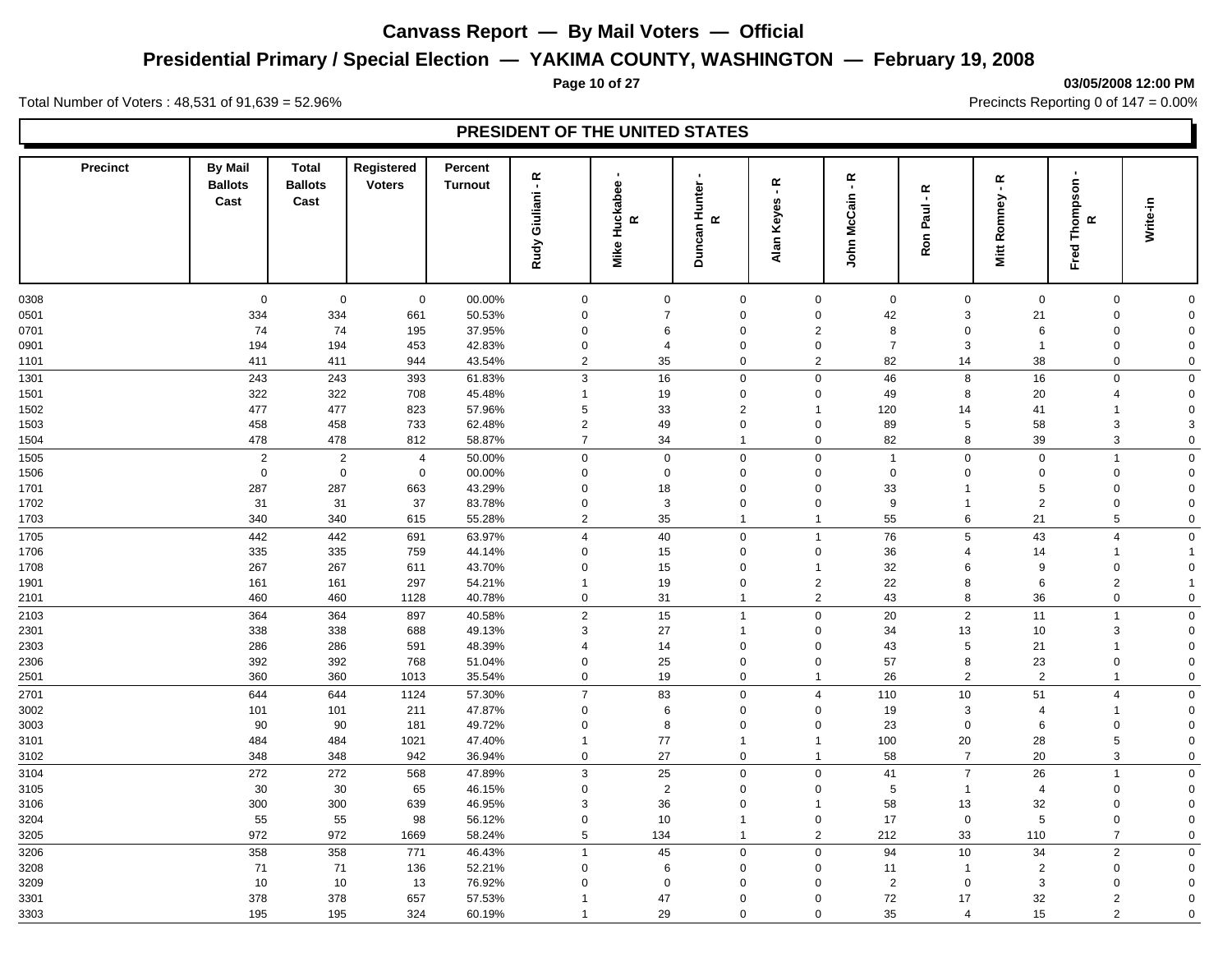# Canvass Report — By Mail Voters — Official

## Presidential Primary / Special Election — YAKIMA COUNTY, WASHINGTON — February 19, 2008

03/05/2008 12:00 PM

Total Number of Voters : 48,531 of 91,639 = 52.96%

Precincts Reporting 0 of 147 = 0.00%

### PRESIDENT OF THE UNITED STATES

| Precinct | By Mail Ballots Cast | Total Ballots Cast | Registered Voters | Percent Turnout | Rudy Giuliani - R | Mike Huckabee - R | Duncan Hunter - R | Alan Keyes - R | John McCain - R | Ron Paul - R | Mitt Romney - R | Fred Thompson - R | Write-in |
|---|---|---|---|---|---|---|---|---|---|---|---|---|---|
| 0308 | 0 | 0 | 0 | 00.00% | 0 | 0 | 0 | 0 | 0 | 0 | 0 | 0 | 0 |
| 0501 | 334 | 334 | 661 | 50.53% | 0 | 7 | 0 | 0 | 42 | 3 | 21 | 0 | 0 |
| 0701 | 74 | 74 | 195 | 37.95% | 0 | 6 | 0 | 2 | 8 | 0 | 6 | 0 | 0 |
| 0901 | 194 | 194 | 453 | 42.83% | 0 | 4 | 0 | 0 | 7 | 3 | 1 | 0 | 0 |
| 1101 | 411 | 411 | 944 | 43.54% | 2 | 35 | 0 | 2 | 82 | 14 | 38 | 0 | 0 |
| 1301 | 243 | 243 | 393 | 61.83% | 3 | 16 | 0 | 0 | 46 | 8 | 16 | 0 | 0 |
| 1501 | 322 | 322 | 708 | 45.48% | 1 | 19 | 0 | 0 | 49 | 8 | 20 | 4 | 0 |
| 1502 | 477 | 477 | 823 | 57.96% | 5 | 33 | 2 | 1 | 120 | 14 | 41 | 1 | 0 |
| 1503 | 458 | 458 | 733 | 62.48% | 2 | 49 | 0 | 0 | 89 | 5 | 58 | 3 | 3 |
| 1504 | 478 | 478 | 812 | 58.87% | 7 | 34 | 1 | 0 | 82 | 8 | 39 | 3 | 0 |
| 1505 | 2 | 2 | 4 | 50.00% | 0 | 0 | 0 | 0 | 1 | 0 | 0 | 1 | 0 |
| 1506 | 0 | 0 | 0 | 00.00% | 0 | 0 | 0 | 0 | 0 | 0 | 0 | 0 | 0 |
| 1701 | 287 | 287 | 663 | 43.29% | 0 | 18 | 0 | 0 | 33 | 1 | 5 | 0 | 0 |
| 1702 | 31 | 31 | 37 | 83.78% | 0 | 3 | 0 | 0 | 9 | 1 | 2 | 0 | 0 |
| 1703 | 340 | 340 | 615 | 55.28% | 2 | 35 | 1 | 1 | 55 | 6 | 21 | 5 | 0 |
| 1705 | 442 | 442 | 691 | 63.97% | 4 | 40 | 0 | 1 | 76 | 5 | 43 | 4 | 0 |
| 1706 | 335 | 335 | 759 | 44.14% | 0 | 15 | 0 | 0 | 36 | 4 | 14 | 1 | 1 |
| 1708 | 267 | 267 | 611 | 43.70% | 0 | 15 | 0 | 1 | 32 | 6 | 9 | 0 | 0 |
| 1901 | 161 | 161 | 297 | 54.21% | 1 | 19 | 0 | 2 | 22 | 8 | 6 | 2 | 1 |
| 2101 | 460 | 460 | 1128 | 40.78% | 0 | 31 | 1 | 2 | 43 | 8 | 36 | 0 | 0 |
| 2103 | 364 | 364 | 897 | 40.58% | 2 | 15 | 1 | 0 | 20 | 2 | 11 | 1 | 0 |
| 2301 | 338 | 338 | 688 | 49.13% | 3 | 27 | 1 | 0 | 34 | 13 | 10 | 3 | 0 |
| 2303 | 286 | 286 | 591 | 48.39% | 4 | 14 | 0 | 0 | 43 | 5 | 21 | 1 | 0 |
| 2306 | 392 | 392 | 768 | 51.04% | 0 | 25 | 0 | 0 | 57 | 8 | 23 | 0 | 0 |
| 2501 | 360 | 360 | 1013 | 35.54% | 0 | 19 | 0 | 1 | 26 | 2 | 2 | 1 | 0 |
| 2701 | 644 | 644 | 1124 | 57.30% | 7 | 83 | 0 | 4 | 110 | 10 | 51 | 4 | 0 |
| 3002 | 101 | 101 | 211 | 47.87% | 0 | 6 | 0 | 0 | 19 | 3 | 4 | 1 | 0 |
| 3003 | 90 | 90 | 181 | 49.72% | 0 | 8 | 0 | 0 | 23 | 0 | 6 | 0 | 0 |
| 3101 | 484 | 484 | 1021 | 47.40% | 1 | 77 | 1 | 1 | 100 | 20 | 28 | 5 | 0 |
| 3102 | 348 | 348 | 942 | 36.94% | 0 | 27 | 0 | 1 | 58 | 7 | 20 | 3 | 0 |
| 3104 | 272 | 272 | 568 | 47.89% | 3 | 25 | 0 | 0 | 41 | 7 | 26 | 1 | 0 |
| 3105 | 30 | 30 | 65 | 46.15% | 0 | 2 | 0 | 0 | 5 | 1 | 4 | 0 | 0 |
| 3106 | 300 | 300 | 639 | 46.95% | 3 | 36 | 0 | 1 | 58 | 13 | 32 | 0 | 0 |
| 3204 | 55 | 55 | 98 | 56.12% | 0 | 10 | 1 | 0 | 17 | 0 | 5 | 0 | 0 |
| 3205 | 972 | 972 | 1669 | 58.24% | 5 | 134 | 1 | 2 | 212 | 33 | 110 | 7 | 0 |
| 3206 | 358 | 358 | 771 | 46.43% | 1 | 45 | 0 | 0 | 94 | 10 | 34 | 2 | 0 |
| 3208 | 71 | 71 | 136 | 52.21% | 0 | 6 | 0 | 0 | 11 | 1 | 2 | 0 | 0 |
| 3209 | 10 | 10 | 13 | 76.92% | 0 | 0 | 0 | 0 | 2 | 0 | 3 | 0 | 0 |
| 3301 | 378 | 378 | 657 | 57.53% | 1 | 47 | 0 | 0 | 72 | 17 | 32 | 2 | 0 |
| 3303 | 195 | 195 | 324 | 60.19% | 1 | 29 | 0 | 0 | 35 | 4 | 15 | 2 | 0 |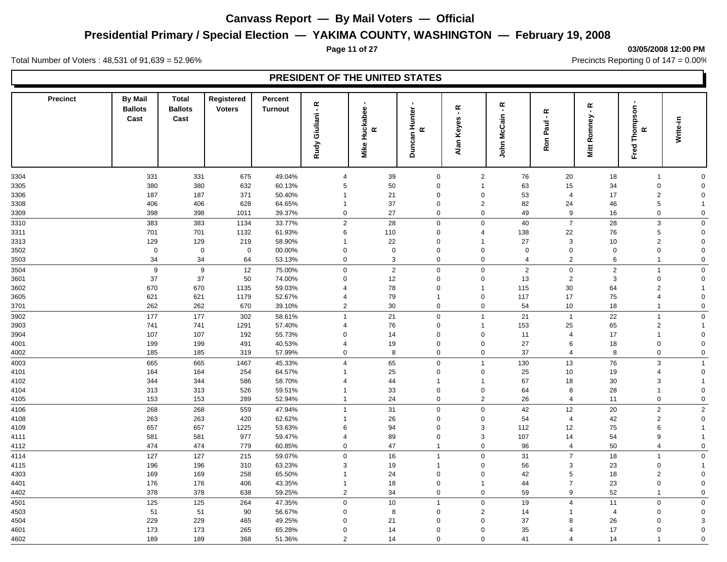# Canvass Report — By Mail Voters — Official

## Presidential Primary / Special Election — YAKIMA COUNTY, WASHINGTON — February 19, 2008

03/05/2008 12:00 PM

Total Number of Voters : 48,531 of 91,639 = 52.96%

Precincts Reporting 0 of 147 = 0.00%

### PRESIDENT OF THE UNITED STATES

| Precinct | By Mail Ballots Cast | Total Ballots Cast | Registered Voters | Percent Turnout | Rudy Giuliani - R | Mike Huckabee - R | Duncan Hunter - R | Alan Keyes - R | John McCain - R | Ron Paul - R | Mitt Romney - R | Fred Thompson - R | Write-in |
|---|---|---|---|---|---|---|---|---|---|---|---|---|---|
| 3304 | 331 | 331 | 675 | 49.04% | 4 | 39 | 0 | 2 | 76 | 20 | 18 | 1 | 0 |
| 3305 | 380 | 380 | 632 | 60.13% | 5 | 50 | 0 | 1 | 63 | 15 | 34 | 0 | 0 |
| 3306 | 187 | 187 | 371 | 50.40% | 1 | 21 | 0 | 0 | 53 | 4 | 17 | 2 | 0 |
| 3308 | 406 | 406 | 628 | 64.65% | 1 | 37 | 0 | 2 | 82 | 24 | 46 | 5 | 1 |
| 3309 | 398 | 398 | 1011 | 39.37% | 0 | 27 | 0 | 0 | 49 | 9 | 16 | 0 | 0 |
| 3310 | 383 | 383 | 1134 | 33.77% | 2 | 28 | 0 | 0 | 40 | 7 | 28 | 3 | 0 |
| 3311 | 701 | 701 | 1132 | 61.93% | 6 | 110 | 0 | 4 | 138 | 22 | 76 | 5 | 0 |
| 3313 | 129 | 129 | 219 | 58.90% | 1 | 22 | 0 | 1 | 27 | 3 | 10 | 2 | 0 |
| 3502 | 0 | 0 | 0 | 00.00% | 0 | 0 | 0 | 0 | 0 | 0 | 0 | 0 | 0 |
| 3503 | 34 | 34 | 64 | 53.13% | 0 | 3 | 0 | 0 | 4 | 2 | 6 | 1 | 0 |
| 3504 | 9 | 9 | 12 | 75.00% | 0 | 2 | 0 | 0 | 2 | 0 | 2 | 1 | 0 |
| 3601 | 37 | 37 | 50 | 74.00% | 0 | 12 | 0 | 0 | 13 | 2 | 3 | 0 | 0 |
| 3602 | 670 | 670 | 1135 | 59.03% | 4 | 78 | 0 | 1 | 115 | 30 | 64 | 2 | 1 |
| 3605 | 621 | 621 | 1179 | 52.67% | 4 | 79 | 1 | 0 | 117 | 17 | 75 | 4 | 0 |
| 3701 | 262 | 262 | 670 | 39.10% | 2 | 30 | 0 | 0 | 54 | 10 | 18 | 1 | 0 |
| 3902 | 177 | 177 | 302 | 58.61% | 1 | 21 | 0 | 1 | 21 | 1 | 22 | 1 | 0 |
| 3903 | 741 | 741 | 1291 | 57.40% | 4 | 76 | 0 | 1 | 153 | 25 | 65 | 2 | 1 |
| 3904 | 107 | 107 | 192 | 55.73% | 0 | 14 | 0 | 0 | 11 | 4 | 17 | 1 | 0 |
| 4001 | 199 | 199 | 491 | 40.53% | 4 | 19 | 0 | 0 | 27 | 6 | 18 | 0 | 0 |
| 4002 | 185 | 185 | 319 | 57.99% | 0 | 8 | 0 | 0 | 37 | 4 | 8 | 0 | 0 |
| 4003 | 665 | 665 | 1467 | 45.33% | 4 | 65 | 0 | 1 | 130 | 13 | 76 | 3 | 1 |
| 4101 | 164 | 164 | 254 | 64.57% | 1 | 25 | 0 | 0 | 25 | 10 | 19 | 4 | 0 |
| 4102 | 344 | 344 | 586 | 58.70% | 4 | 44 | 1 | 1 | 67 | 18 | 30 | 3 | 1 |
| 4104 | 313 | 313 | 526 | 59.51% | 1 | 33 | 0 | 0 | 64 | 8 | 28 | 1 | 0 |
| 4105 | 153 | 153 | 289 | 52.94% | 1 | 24 | 0 | 2 | 26 | 4 | 11 | 0 | 0 |
| 4106 | 268 | 268 | 559 | 47.94% | 1 | 31 | 0 | 0 | 42 | 12 | 20 | 2 | 2 |
| 4108 | 263 | 263 | 420 | 62.62% | 1 | 26 | 0 | 0 | 54 | 4 | 42 | 2 | 0 |
| 4109 | 657 | 657 | 1225 | 53.63% | 6 | 94 | 0 | 3 | 112 | 12 | 75 | 6 | 1 |
| 4111 | 581 | 581 | 977 | 59.47% | 4 | 89 | 0 | 3 | 107 | 14 | 54 | 9 | 1 |
| 4112 | 474 | 474 | 779 | 60.85% | 0 | 47 | 1 | 0 | 96 | 4 | 50 | 4 | 0 |
| 4114 | 127 | 127 | 215 | 59.07% | 0 | 16 | 1 | 0 | 31 | 7 | 18 | 1 | 0 |
| 4115 | 196 | 196 | 310 | 63.23% | 3 | 19 | 1 | 0 | 56 | 3 | 23 | 0 | 1 |
| 4303 | 169 | 169 | 258 | 65.50% | 1 | 24 | 0 | 0 | 42 | 5 | 18 | 2 | 0 |
| 4401 | 176 | 176 | 406 | 43.35% | 1 | 18 | 0 | 1 | 44 | 7 | 23 | 0 | 0 |
| 4402 | 378 | 378 | 638 | 59.25% | 2 | 34 | 0 | 0 | 59 | 9 | 52 | 1 | 0 |
| 4501 | 125 | 125 | 264 | 47.35% | 0 | 10 | 1 | 0 | 19 | 4 | 11 | 0 | 0 |
| 4503 | 51 | 51 | 90 | 56.67% | 0 | 8 | 0 | 2 | 14 | 1 | 4 | 0 | 0 |
| 4504 | 229 | 229 | 465 | 49.25% | 0 | 21 | 0 | 0 | 37 | 8 | 26 | 0 | 3 |
| 4601 | 173 | 173 | 265 | 65.28% | 0 | 14 | 0 | 0 | 35 | 4 | 17 | 0 | 0 |
| 4602 | 189 | 189 | 368 | 51.36% | 2 | 14 | 0 | 0 | 41 | 4 | 14 | 1 | 0 |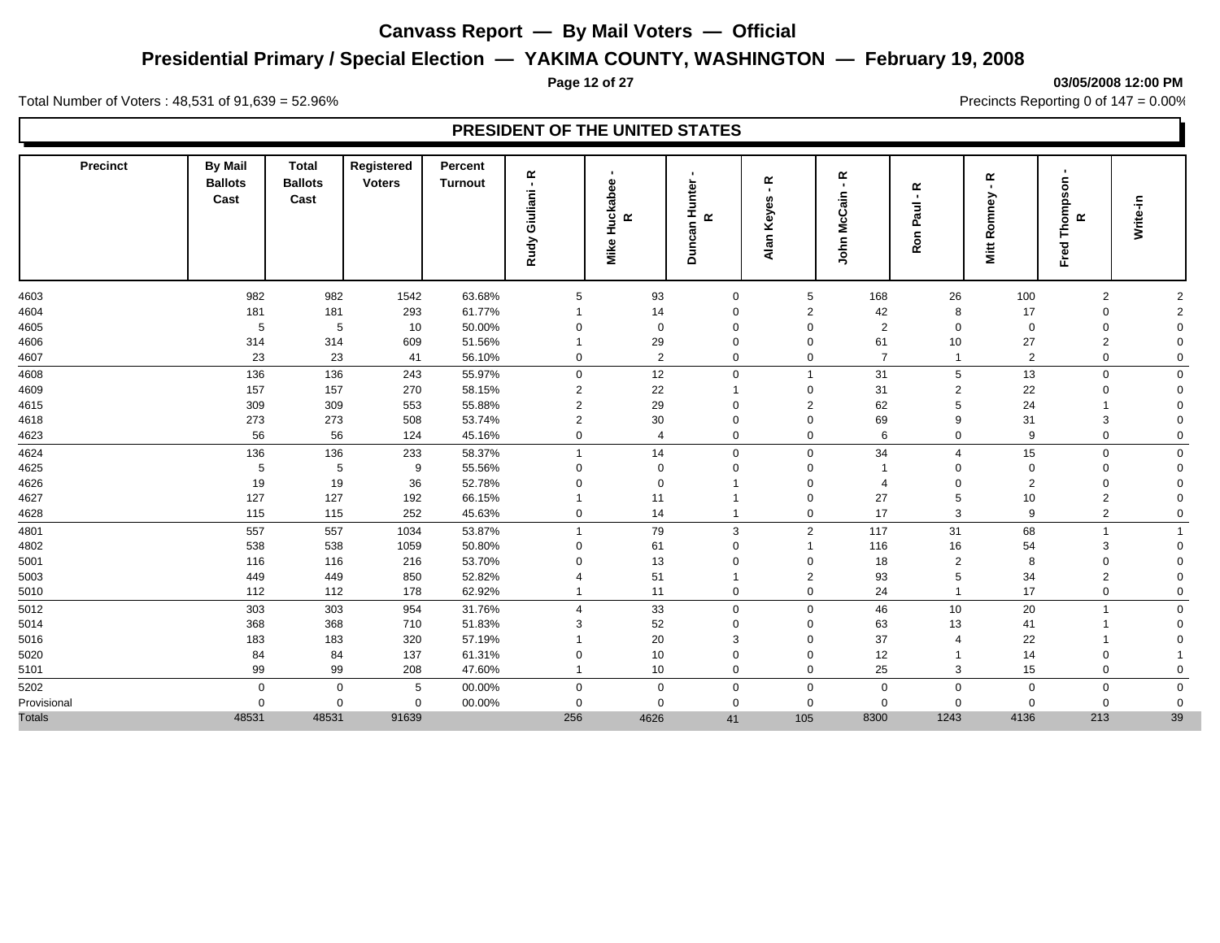# Canvass Report — By Mail Voters — Official

## Presidential Primary / Special Election — YAKIMA COUNTY, WASHINGTON — February 19, 2008

03/05/2008 12:00 PM

Total Number of Voters : 48,531 of 91,639 = 52.96%

Precincts Reporting 0 of 147 = 0.00%

### PRESIDENT OF THE UNITED STATES

| Precinct | By Mail Ballots Cast | Total Ballots Cast | Registered Voters | Percent Turnout | Rudy Giuliani - R | Mike Huckabee - R | Duncan Hunter - R | Alan Keyes - R | John McCain - R | Ron Paul - R | Mitt Romney - R | Fred Thompson - R | Write-in |
|---|---|---|---|---|---|---|---|---|---|---|---|---|---|
| 4603 | 982 | 982 | 1542 | 63.68% | 5 | 93 | 0 | 5 | 168 | 26 | 100 | 2 | 2 |
| 4604 | 181 | 181 | 293 | 61.77% | 1 | 14 | 0 | 2 | 42 | 8 | 17 | 0 | 2 |
| 4605 | 5 | 5 | 10 | 50.00% | 0 | 0 | 0 | 0 | 2 | 0 | 0 | 0 | 0 |
| 4606 | 314 | 314 | 609 | 51.56% | 1 | 29 | 0 | 0 | 61 | 10 | 27 | 2 | 0 |
| 4607 | 23 | 23 | 41 | 56.10% | 0 | 2 | 0 | 0 | 7 | 1 | 2 | 0 | 0 |
| 4608 | 136 | 136 | 243 | 55.97% | 0 | 12 | 0 | 1 | 31 | 5 | 13 | 0 | 0 |
| 4609 | 157 | 157 | 270 | 58.15% | 2 | 22 | 1 | 0 | 31 | 2 | 22 | 0 | 0 |
| 4615 | 309 | 309 | 553 | 55.88% | 2 | 29 | 0 | 2 | 62 | 5 | 24 | 1 | 0 |
| 4618 | 273 | 273 | 508 | 53.74% | 2 | 30 | 0 | 0 | 69 | 9 | 31 | 3 | 0 |
| 4623 | 56 | 56 | 124 | 45.16% | 0 | 4 | 0 | 0 | 6 | 0 | 9 | 0 | 0 |
| 4624 | 136 | 136 | 233 | 58.37% | 1 | 14 | 0 | 0 | 34 | 4 | 15 | 0 | 0 |
| 4625 | 5 | 5 | 9 | 55.56% | 0 | 0 | 0 | 0 | 1 | 0 | 0 | 0 | 0 |
| 4626 | 19 | 19 | 36 | 52.78% | 0 | 0 | 1 | 0 | 4 | 0 | 2 | 0 | 0 |
| 4627 | 127 | 127 | 192 | 66.15% | 1 | 11 | 1 | 0 | 27 | 5 | 10 | 2 | 0 |
| 4628 | 115 | 115 | 252 | 45.63% | 0 | 14 | 1 | 0 | 17 | 3 | 9 | 2 | 0 |
| 4801 | 557 | 557 | 1034 | 53.87% | 1 | 79 | 3 | 2 | 117 | 31 | 68 | 1 | 1 |
| 4802 | 538 | 538 | 1059 | 50.80% | 0 | 61 | 0 | 1 | 116 | 16 | 54 | 3 | 0 |
| 5001 | 116 | 116 | 216 | 53.70% | 0 | 13 | 0 | 0 | 18 | 2 | 8 | 0 | 0 |
| 5003 | 449 | 449 | 850 | 52.82% | 4 | 51 | 1 | 2 | 93 | 5 | 34 | 2 | 0 |
| 5010 | 112 | 112 | 178 | 62.92% | 1 | 11 | 0 | 0 | 24 | 1 | 17 | 0 | 0 |
| 5012 | 303 | 303 | 954 | 31.76% | 4 | 33 | 0 | 0 | 46 | 10 | 20 | 1 | 0 |
| 5014 | 368 | 368 | 710 | 51.83% | 3 | 52 | 0 | 0 | 63 | 13 | 41 | 1 | 0 |
| 5016 | 183 | 183 | 320 | 57.19% | 1 | 20 | 3 | 0 | 37 | 4 | 22 | 1 | 0 |
| 5020 | 84 | 84 | 137 | 61.31% | 0 | 10 | 0 | 0 | 12 | 1 | 14 | 0 | 1 |
| 5101 | 99 | 99 | 208 | 47.60% | 1 | 10 | 0 | 0 | 25 | 3 | 15 | 0 | 0 |
| 5202 | 0 | 0 | 5 | 00.00% | 0 | 0 | 0 | 0 | 0 | 0 | 0 | 0 | 0 |
| Provisional | 0 | 0 | 0 | 00.00% | 0 | 0 | 0 | 0 | 0 | 0 | 0 | 0 | 0 |
| Totals | 48531 | 48531 | 91639 | | 256 | 4626 | 41 | 105 | 8300 | 1243 | 4136 | 213 | 39 |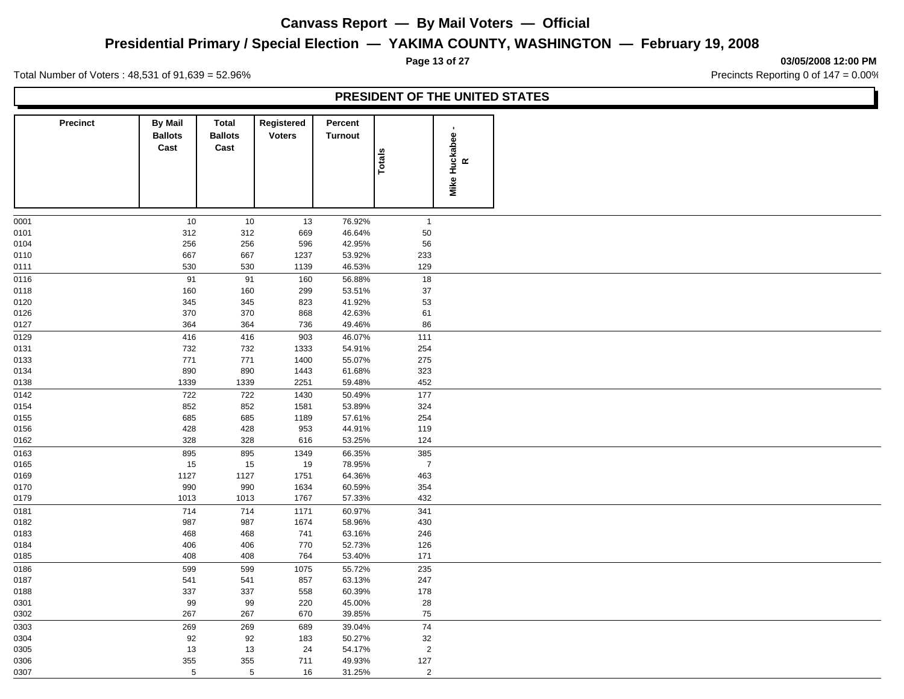# Canvass Report — By Mail Voters — Official

## Presidential Primary / Special Election — YAKIMA COUNTY, WASHINGTON — February 19, 2008

03/05/2008 12:00 PM

Total Number of Voters : 48,531 of 91,639 = 52.96%

Precincts Reporting 0 of 147 = 0.00%

### PRESIDENT OF THE UNITED STATES

| Precinct | By Mail Ballots Cast | Total Ballots Cast | Registered Voters | Percent Turnout | Totals | Mike Huckabee - R |
|---|---|---|---|---|---|---|
| 0001 | 10 | 10 | 13 | 76.92% | 1 | |
| 0101 | 312 | 312 | 669 | 46.64% | 50 | |
| 0104 | 256 | 256 | 596 | 42.95% | 56 | |
| 0110 | 667 | 667 | 1237 | 53.92% | 233 | |
| 0111 | 530 | 530 | 1139 | 46.53% | 129 | |
| 0116 | 91 | 91 | 160 | 56.88% | 18 | |
| 0118 | 160 | 160 | 299 | 53.51% | 37 | |
| 0120 | 345 | 345 | 823 | 41.92% | 53 | |
| 0126 | 370 | 370 | 868 | 42.63% | 61 | |
| 0127 | 364 | 364 | 736 | 49.46% | 86 | |
| 0129 | 416 | 416 | 903 | 46.07% | 111 | |
| 0131 | 732 | 732 | 1333 | 54.91% | 254 | |
| 0133 | 771 | 771 | 1400 | 55.07% | 275 | |
| 0134 | 890 | 890 | 1443 | 61.68% | 323 | |
| 0138 | 1339 | 1339 | 2251 | 59.48% | 452 | |
| 0142 | 722 | 722 | 1430 | 50.49% | 177 | |
| 0154 | 852 | 852 | 1581 | 53.89% | 324 | |
| 0155 | 685 | 685 | 1189 | 57.61% | 254 | |
| 0156 | 428 | 428 | 953 | 44.91% | 119 | |
| 0162 | 328 | 328 | 616 | 53.25% | 124 | |
| 0163 | 895 | 895 | 1349 | 66.35% | 385 | |
| 0165 | 15 | 15 | 19 | 78.95% | 7 | |
| 0169 | 1127 | 1127 | 1751 | 64.36% | 463 | |
| 0170 | 990 | 990 | 1634 | 60.59% | 354 | |
| 0179 | 1013 | 1013 | 1767 | 57.33% | 432 | |
| 0181 | 714 | 714 | 1171 | 60.97% | 341 | |
| 0182 | 987 | 987 | 1674 | 58.96% | 430 | |
| 0183 | 468 | 468 | 741 | 63.16% | 246 | |
| 0184 | 406 | 406 | 770 | 52.73% | 126 | |
| 0185 | 408 | 408 | 764 | 53.40% | 171 | |
| 0186 | 599 | 599 | 1075 | 55.72% | 235 | |
| 0187 | 541 | 541 | 857 | 63.13% | 247 | |
| 0188 | 337 | 337 | 558 | 60.39% | 178 | |
| 0301 | 99 | 99 | 220 | 45.00% | 28 | |
| 0302 | 267 | 267 | 670 | 39.85% | 75 | |
| 0303 | 269 | 269 | 689 | 39.04% | 74 | |
| 0304 | 92 | 92 | 183 | 50.27% | 32 | |
| 0305 | 13 | 13 | 24 | 54.17% | 2 | |
| 0306 | 355 | 355 | 711 | 49.93% | 127 | |
| 0307 | 5 | 5 | 16 | 31.25% | 2 | |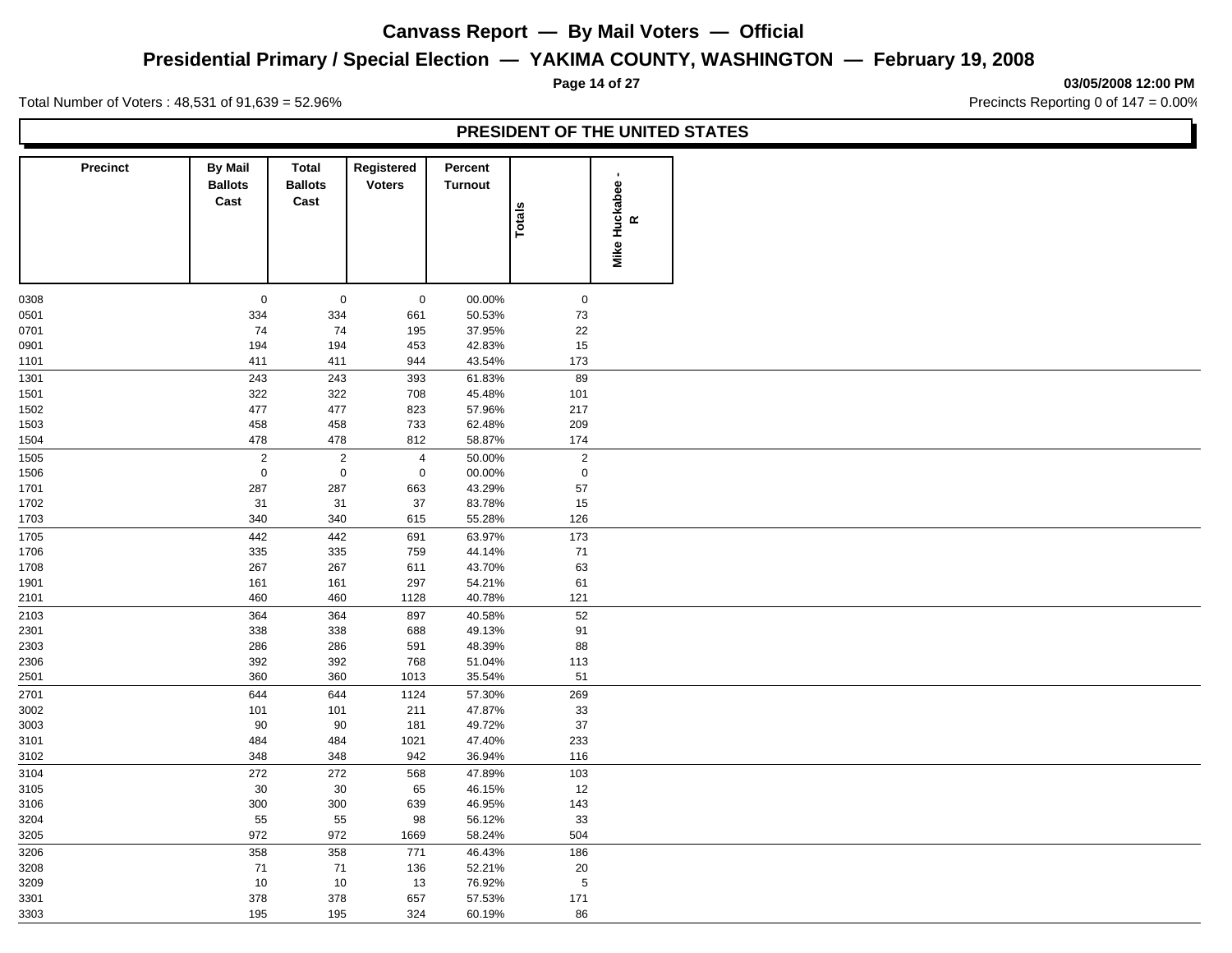# Canvass Report — By Mail Voters — Official

## Presidential Primary / Special Election — YAKIMA COUNTY, WASHINGTON — February 19, 2008

03/05/2008 12:00 PM

Total Number of Voters : 48,531 of 91,639 = 52.96%

Precincts Reporting 0 of 147 = 0.00%

### PRESIDENT OF THE UNITED STATES

| Precinct | By Mail Ballots Cast | Total Ballots Cast | Registered Voters | Percent Turnout | Totals | Mike Huckabee - R |
|---|---|---|---|---|---|---|
| 0308 | 0 | 0 | 0 | 00.00% | 0 | |
| 0501 | 334 | 334 | 661 | 50.53% | 73 | |
| 0701 | 74 | 74 | 195 | 37.95% | 22 | |
| 0901 | 194 | 194 | 453 | 42.83% | 15 | |
| 1101 | 411 | 411 | 944 | 43.54% | 173 | |
| 1301 | 243 | 243 | 393 | 61.83% | 89 | |
| 1501 | 322 | 322 | 708 | 45.48% | 101 | |
| 1502 | 477 | 477 | 823 | 57.96% | 217 | |
| 1503 | 458 | 458 | 733 | 62.48% | 209 | |
| 1504 | 478 | 478 | 812 | 58.87% | 174 | |
| 1505 | 2 | 2 | 4 | 50.00% | 2 | |
| 1506 | 0 | 0 | 0 | 00.00% | 0 | |
| 1701 | 287 | 287 | 663 | 43.29% | 57 | |
| 1702 | 31 | 31 | 37 | 83.78% | 15 | |
| 1703 | 340 | 340 | 615 | 55.28% | 126 | |
| 1705 | 442 | 442 | 691 | 63.97% | 173 | |
| 1706 | 335 | 335 | 759 | 44.14% | 71 | |
| 1708 | 267 | 267 | 611 | 43.70% | 63 | |
| 1901 | 161 | 161 | 297 | 54.21% | 61 | |
| 2101 | 460 | 460 | 1128 | 40.78% | 121 | |
| 2103 | 364 | 364 | 897 | 40.58% | 52 | |
| 2301 | 338 | 338 | 688 | 49.13% | 91 | |
| 2303 | 286 | 286 | 591 | 48.39% | 88 | |
| 2306 | 392 | 392 | 768 | 51.04% | 113 | |
| 2501 | 360 | 360 | 1013 | 35.54% | 51 | |
| 2701 | 644 | 644 | 1124 | 57.30% | 269 | |
| 3002 | 101 | 101 | 211 | 47.87% | 33 | |
| 3003 | 90 | 90 | 181 | 49.72% | 37 | |
| 3101 | 484 | 484 | 1021 | 47.40% | 233 | |
| 3102 | 348 | 348 | 942 | 36.94% | 116 | |
| 3104 | 272 | 272 | 568 | 47.89% | 103 | |
| 3105 | 30 | 30 | 65 | 46.15% | 12 | |
| 3106 | 300 | 300 | 639 | 46.95% | 143 | |
| 3204 | 55 | 55 | 98 | 56.12% | 33 | |
| 3205 | 972 | 972 | 1669 | 58.24% | 504 | |
| 3206 | 358 | 358 | 771 | 46.43% | 186 | |
| 3208 | 71 | 71 | 136 | 52.21% | 20 | |
| 3209 | 10 | 10 | 13 | 76.92% | 5 | |
| 3301 | 378 | 378 | 657 | 57.53% | 171 | |
| 3303 | 195 | 195 | 324 | 60.19% | 86 | |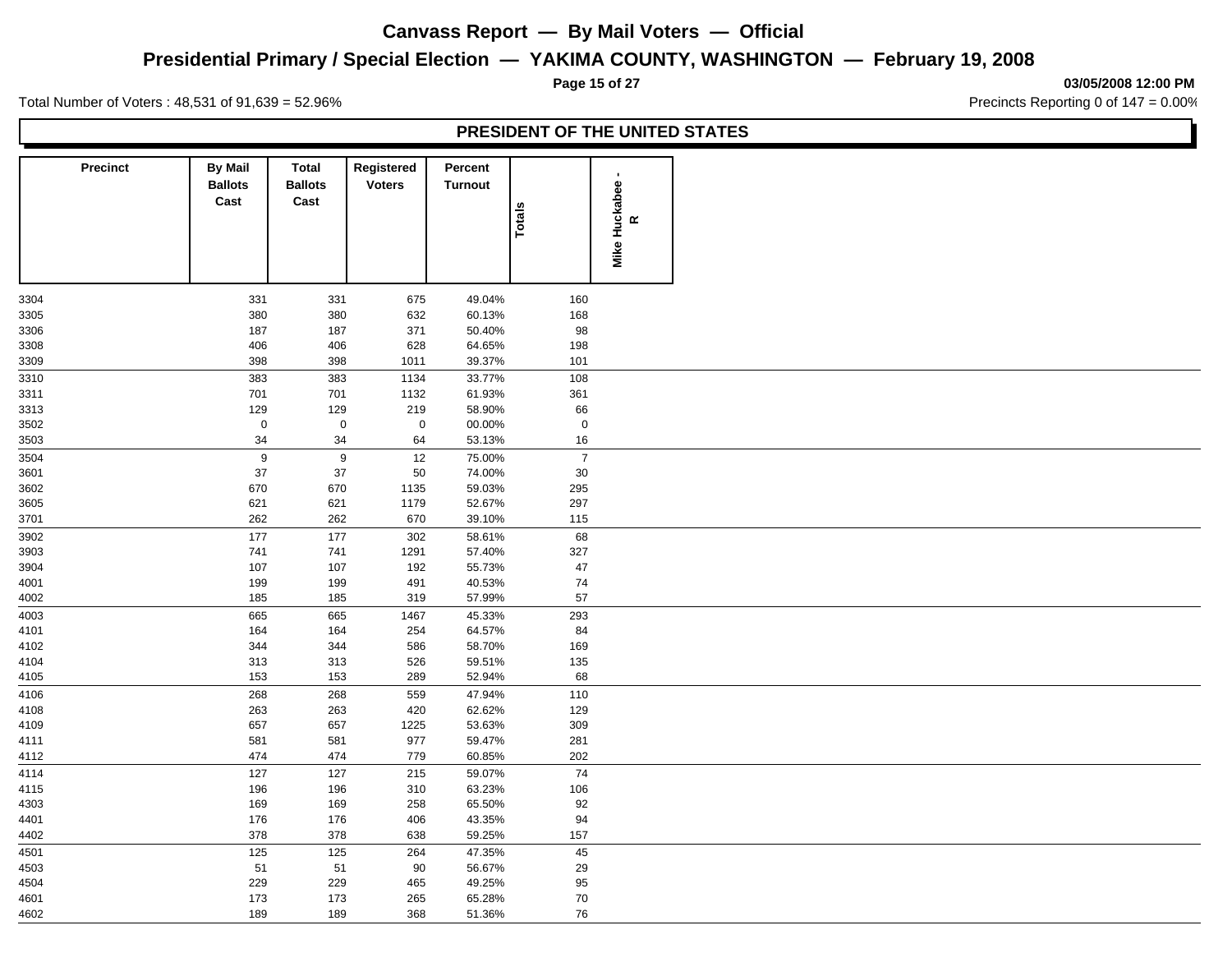# Canvass Report — By Mail Voters — Official

## Presidential Primary / Special Election — YAKIMA COUNTY, WASHINGTON — February 19, 2008

03/05/2008 12:00 PM

Total Number of Voters : 48,531 of 91,639 = 52.96%

Precincts Reporting 0 of 147 = 0.00%

### PRESIDENT OF THE UNITED STATES

| Precinct | By Mail Ballots Cast | Total Ballots Cast | Registered Voters | Percent Turnout | Totals | Mike Huckabee - R |
|---|---|---|---|---|---|---|
| 3304 | 331 | 331 | 675 | 49.04% | 160 | |
| 3305 | 380 | 380 | 632 | 60.13% | 168 | |
| 3306 | 187 | 187 | 371 | 50.40% | 98 | |
| 3308 | 406 | 406 | 628 | 64.65% | 198 | |
| 3309 | 398 | 398 | 1011 | 39.37% | 101 | |
| 3310 | 383 | 383 | 1134 | 33.77% | 108 | |
| 3311 | 701 | 701 | 1132 | 61.93% | 361 | |
| 3313 | 129 | 129 | 219 | 58.90% | 66 | |
| 3502 | 0 | 0 | 0 | 00.00% | 0 | |
| 3503 | 34 | 34 | 64 | 53.13% | 16 | |
| 3504 | 9 | 9 | 12 | 75.00% | 7 | |
| 3601 | 37 | 37 | 50 | 74.00% | 30 | |
| 3602 | 670 | 670 | 1135 | 59.03% | 295 | |
| 3605 | 621 | 621 | 1179 | 52.67% | 297 | |
| 3701 | 262 | 262 | 670 | 39.10% | 115 | |
| 3902 | 177 | 177 | 302 | 58.61% | 68 | |
| 3903 | 741 | 741 | 1291 | 57.40% | 327 | |
| 3904 | 107 | 107 | 192 | 55.73% | 47 | |
| 4001 | 199 | 199 | 491 | 40.53% | 74 | |
| 4002 | 185 | 185 | 319 | 57.99% | 57 | |
| 4003 | 665 | 665 | 1467 | 45.33% | 293 | |
| 4101 | 164 | 164 | 254 | 64.57% | 84 | |
| 4102 | 344 | 344 | 586 | 58.70% | 169 | |
| 4104 | 313 | 313 | 526 | 59.51% | 135 | |
| 4105 | 153 | 153 | 289 | 52.94% | 68 | |
| 4106 | 268 | 268 | 559 | 47.94% | 110 | |
| 4108 | 263 | 263 | 420 | 62.62% | 129 | |
| 4109 | 657 | 657 | 1225 | 53.63% | 309 | |
| 4111 | 581 | 581 | 977 | 59.47% | 281 | |
| 4112 | 474 | 474 | 779 | 60.85% | 202 | |
| 4114 | 127 | 127 | 215 | 59.07% | 74 | |
| 4115 | 196 | 196 | 310 | 63.23% | 106 | |
| 4303 | 169 | 169 | 258 | 65.50% | 92 | |
| 4401 | 176 | 176 | 406 | 43.35% | 94 | |
| 4402 | 378 | 378 | 638 | 59.25% | 157 | |
| 4501 | 125 | 125 | 264 | 47.35% | 45 | |
| 4503 | 51 | 51 | 90 | 56.67% | 29 | |
| 4504 | 229 | 229 | 465 | 49.25% | 95 | |
| 4601 | 173 | 173 | 265 | 65.28% | 70 | |
| 4602 | 189 | 189 | 368 | 51.36% | 76 | |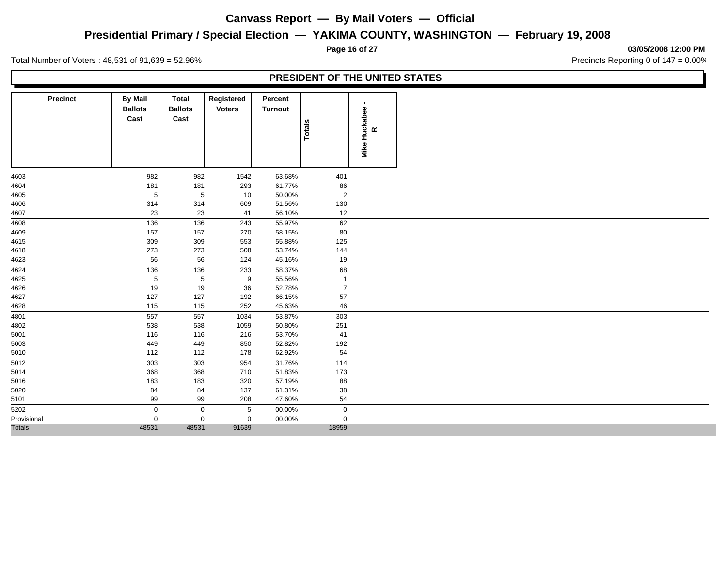# Canvass Report — By Mail Voters — Official

## Presidential Primary / Special Election — YAKIMA COUNTY, WASHINGTON — February 19, 2008

03/05/2008 12:00 PM

Total Number of Voters : 48,531 of 91,639 = 52.96%

Precincts Reporting 0 of 147 = 0.00%

### PRESIDENT OF THE UNITED STATES

| Precinct | By Mail Ballots Cast | Total Ballots Cast | Registered Voters | Percent Turnout | Totals | Mike Huckabee - R |
|---|---|---|---|---|---|---|
| 4603 | 982 | 982 | 1542 | 63.68% | 401 | |
| 4604 | 181 | 181 | 293 | 61.77% | 86 | |
| 4605 | 5 | 5 | 10 | 50.00% | 2 | |
| 4606 | 314 | 314 | 609 | 51.56% | 130 | |
| 4607 | 23 | 23 | 41 | 56.10% | 12 | |
| 4608 | 136 | 136 | 243 | 55.97% | 62 | |
| 4609 | 157 | 157 | 270 | 58.15% | 80 | |
| 4615 | 309 | 309 | 553 | 55.88% | 125 | |
| 4618 | 273 | 273 | 508 | 53.74% | 144 | |
| 4623 | 56 | 56 | 124 | 45.16% | 19 | |
| 4624 | 136 | 136 | 233 | 58.37% | 68 | |
| 4625 | 5 | 5 | 9 | 55.56% | 1 | |
| 4626 | 19 | 19 | 36 | 52.78% | 7 | |
| 4627 | 127 | 127 | 192 | 66.15% | 57 | |
| 4628 | 115 | 115 | 252 | 45.63% | 46 | |
| 4801 | 557 | 557 | 1034 | 53.87% | 303 | |
| 4802 | 538 | 538 | 1059 | 50.80% | 251 | |
| 5001 | 116 | 116 | 216 | 53.70% | 41 | |
| 5003 | 449 | 449 | 850 | 52.82% | 192 | |
| 5010 | 112 | 112 | 178 | 62.92% | 54 | |
| 5012 | 303 | 303 | 954 | 31.76% | 114 | |
| 5014 | 368 | 368 | 710 | 51.83% | 173 | |
| 5016 | 183 | 183 | 320 | 57.19% | 88 | |
| 5020 | 84 | 84 | 137 | 61.31% | 38 | |
| 5101 | 99 | 99 | 208 | 47.60% | 54 | |
| 5202 | 0 | 0 | 5 | 00.00% | 0 | |
| Provisional | 0 | 0 | 0 | 00.00% | 0 | |
| Totals | 48531 | 48531 | 91639 | | 18959 | |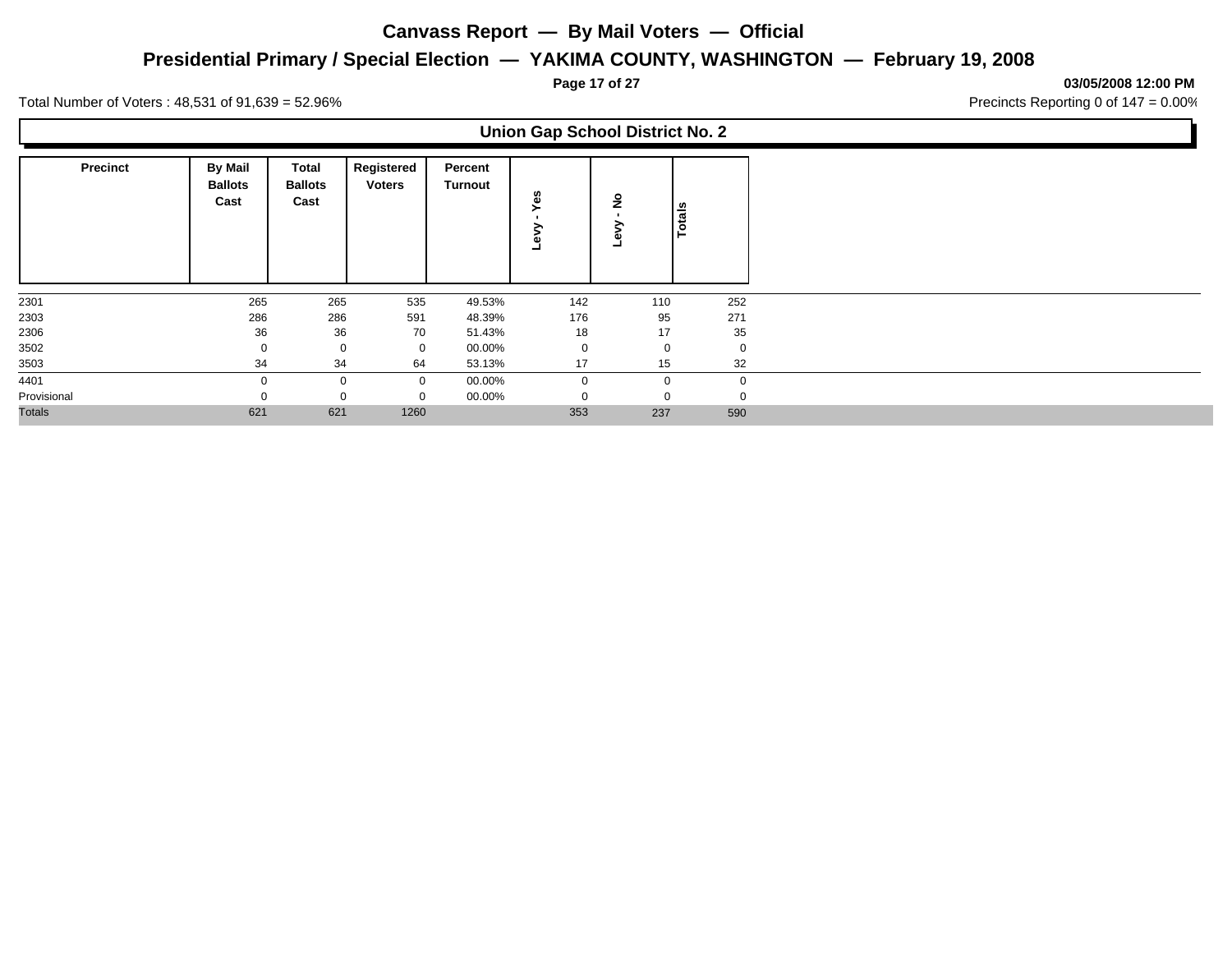# Canvass Report — By Mail Voters — Official

## Presidential Primary / Special Election — YAKIMA COUNTY, WASHINGTON — February 19, 2008

03/05/2008 12:00 PM

Total Number of Voters : 48,531 of 91,639 = 52.96%

Precincts Reporting 0 of 147 = 0.00%

### Union Gap School District No. 2

| Precinct | By Mail Ballots Cast | Total Ballots Cast | Registered Voters | Percent Turnout | Levy - Yes | Levy - No | Totals |
|---|---|---|---|---|---|---|---|
| 2301 | 265 | 265 | 535 | 49.53% | 142 | 110 | 252 |
| 2303 | 286 | 286 | 591 | 48.39% | 176 | 95 | 271 |
| 2306 | 36 | 36 | 70 | 51.43% | 18 | 17 | 35 |
| 3502 | 0 | 0 | 0 | 00.00% | 0 | 0 | 0 |
| 3503 | 34 | 34 | 64 | 53.13% | 17 | 15 | 32 |
| 4401 | 0 | 0 | 0 | 00.00% | 0 | 0 | 0 |
| Provisional | 0 | 0 | 0 | 00.00% | 0 | 0 | 0 |
| Totals | 621 | 621 | 1260 | | 353 | 237 | 590 |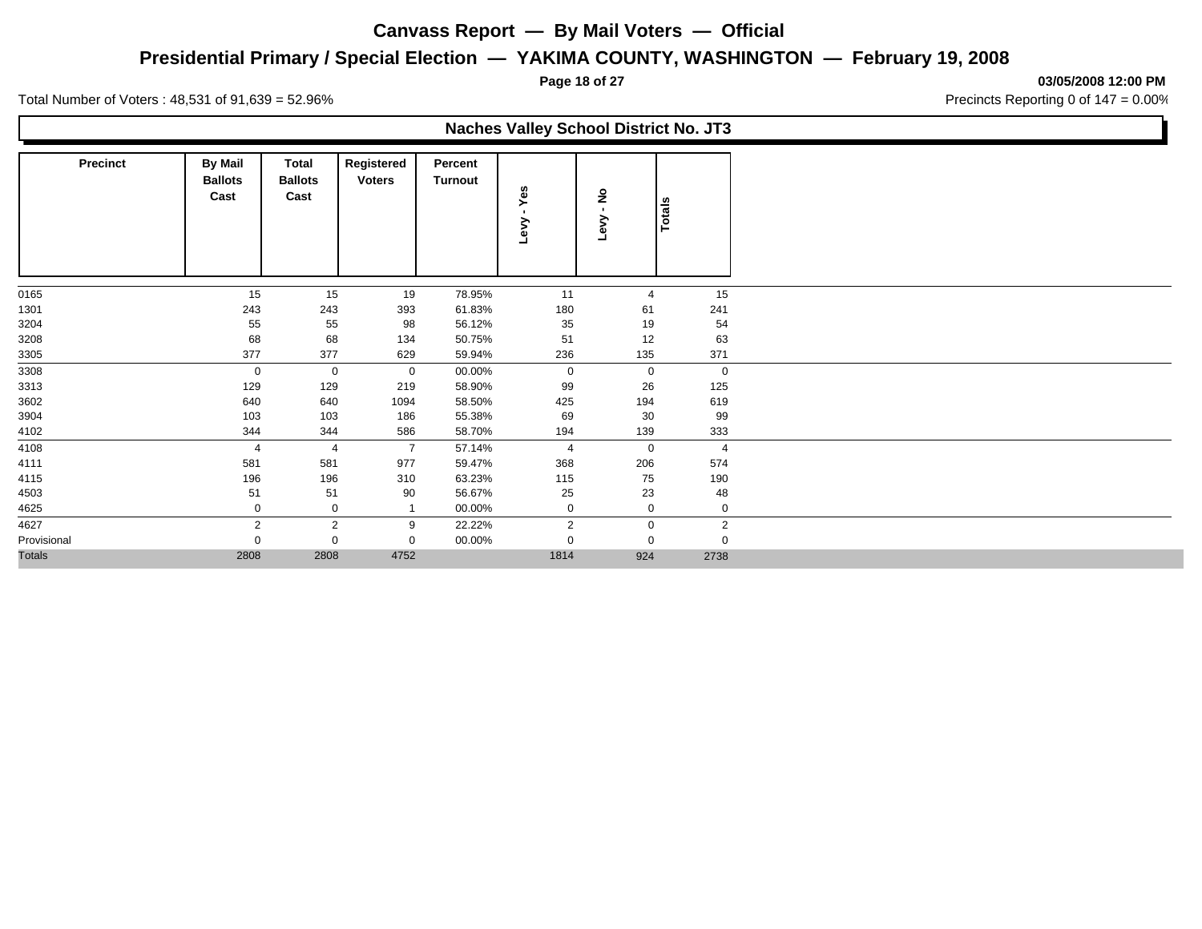# Canvass Report — By Mail Voters — Official

## Presidential Primary / Special Election — YAKIMA COUNTY, WASHINGTON — February 19, 2008

03/05/2008 12:00 PM

Total Number of Voters : 48,531 of 91,639 = 52.96%

Precincts Reporting 0 of 147 = 0.00%

### Naches Valley School District No. JT3

| Precinct | By Mail Ballots Cast | Total Ballots Cast | Registered Voters | Percent Turnout | Levy - Yes | Levy - No | Totals |
|---|---|---|---|---|---|---|---|
| 0165 | 15 | 15 | 19 | 78.95% | 11 | 4 | 15 |
| 1301 | 243 | 243 | 393 | 61.83% | 180 | 61 | 241 |
| 3204 | 55 | 55 | 98 | 56.12% | 35 | 19 | 54 |
| 3208 | 68 | 68 | 134 | 50.75% | 51 | 12 | 63 |
| 3305 | 377 | 377 | 629 | 59.94% | 236 | 135 | 371 |
| 3308 | 0 | 0 | 0 | 00.00% | 0 | 0 | 0 |
| 3313 | 129 | 129 | 219 | 58.90% | 99 | 26 | 125 |
| 3602 | 640 | 640 | 1094 | 58.50% | 425 | 194 | 619 |
| 3904 | 103 | 103 | 186 | 55.38% | 69 | 30 | 99 |
| 4102 | 344 | 344 | 586 | 58.70% | 194 | 139 | 333 |
| 4108 | 4 | 4 | 7 | 57.14% | 4 | 0 | 4 |
| 4111 | 581 | 581 | 977 | 59.47% | 368 | 206 | 574 |
| 4115 | 196 | 196 | 310 | 63.23% | 115 | 75 | 190 |
| 4503 | 51 | 51 | 90 | 56.67% | 25 | 23 | 48 |
| 4625 | 0 | 0 | 1 | 00.00% | 0 | 0 | 0 |
| 4627 | 2 | 2 | 9 | 22.22% | 2 | 0 | 2 |
| Provisional | 0 | 0 | 0 | 00.00% | 0 | 0 | 0 |
| Totals | 2808 | 2808 | 4752 | | 1814 | 924 | 2738 |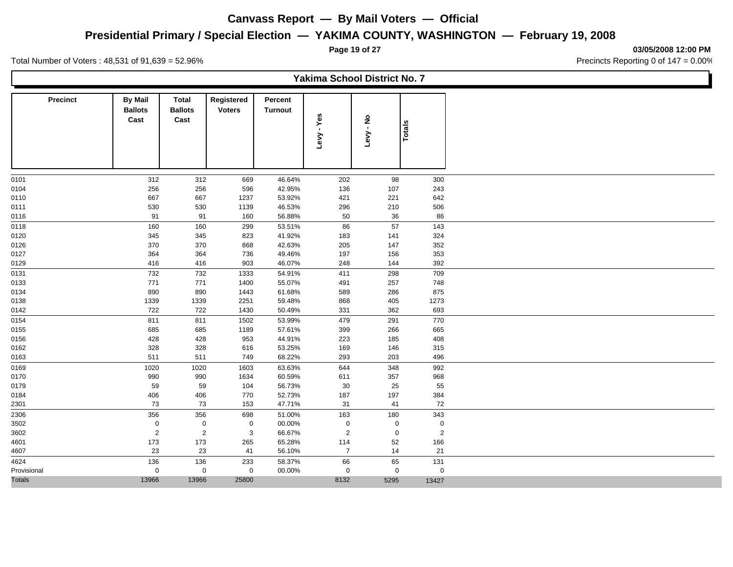# Canvass Report — By Mail Voters — Official

## Presidential Primary / Special Election — YAKIMA COUNTY, WASHINGTON — February 19, 2008

03/05/2008 12:00 PM

Total Number of Voters : 48,531 of 91,639 = 52.96%

Precincts Reporting 0 of 147 = 0.00%

### Yakima School District No. 7

| Precinct | By Mail Ballots Cast | Total Ballots Cast | Registered Voters | Percent Turnout | Levy - Yes | Levy - No | Totals |
|---|---|---|---|---|---|---|---|
| 0101 | 312 | 312 | 669 | 46.64% | 202 | 98 | 300 |
| 0104 | 256 | 256 | 596 | 42.95% | 136 | 107 | 243 |
| 0110 | 667 | 667 | 1237 | 53.92% | 421 | 221 | 642 |
| 0111 | 530 | 530 | 1139 | 46.53% | 296 | 210 | 506 |
| 0116 | 91 | 91 | 160 | 56.88% | 50 | 36 | 86 |
| 0118 | 160 | 160 | 299 | 53.51% | 86 | 57 | 143 |
| 0120 | 345 | 345 | 823 | 41.92% | 183 | 141 | 324 |
| 0126 | 370 | 370 | 868 | 42.63% | 205 | 147 | 352 |
| 0127 | 364 | 364 | 736 | 49.46% | 197 | 156 | 353 |
| 0129 | 416 | 416 | 903 | 46.07% | 248 | 144 | 392 |
| 0131 | 732 | 732 | 1333 | 54.91% | 411 | 298 | 709 |
| 0133 | 771 | 771 | 1400 | 55.07% | 491 | 257 | 748 |
| 0134 | 890 | 890 | 1443 | 61.68% | 589 | 286 | 875 |
| 0138 | 1339 | 1339 | 2251 | 59.48% | 868 | 405 | 1273 |
| 0142 | 722 | 722 | 1430 | 50.49% | 331 | 362 | 693 |
| 0154 | 811 | 811 | 1502 | 53.99% | 479 | 291 | 770 |
| 0155 | 685 | 685 | 1189 | 57.61% | 399 | 266 | 665 |
| 0156 | 428 | 428 | 953 | 44.91% | 223 | 185 | 408 |
| 0162 | 328 | 328 | 616 | 53.25% | 169 | 146 | 315 |
| 0163 | 511 | 511 | 749 | 68.22% | 293 | 203 | 496 |
| 0169 | 1020 | 1020 | 1603 | 63.63% | 644 | 348 | 992 |
| 0170 | 990 | 990 | 1634 | 60.59% | 611 | 357 | 968 |
| 0179 | 59 | 59 | 104 | 56.73% | 30 | 25 | 55 |
| 0184 | 406 | 406 | 770 | 52.73% | 187 | 197 | 384 |
| 2301 | 73 | 73 | 153 | 47.71% | 31 | 41 | 72 |
| 2306 | 356 | 356 | 698 | 51.00% | 163 | 180 | 343 |
| 3502 | 0 | 0 | 0 | 00.00% | 0 | 0 | 0 |
| 3602 | 2 | 2 | 3 | 66.67% | 2 | 0 | 2 |
| 4601 | 173 | 173 | 265 | 65.28% | 114 | 52 | 166 |
| 4607 | 23 | 23 | 41 | 56.10% | 7 | 14 | 21 |
| 4624 | 136 | 136 | 233 | 58.37% | 66 | 65 | 131 |
| Provisional | 0 | 0 | 0 | 00.00% | 0 | 0 | 0 |
| Totals | 13966 | 13966 | 25800 | | 8132 | 5295 | 13427 |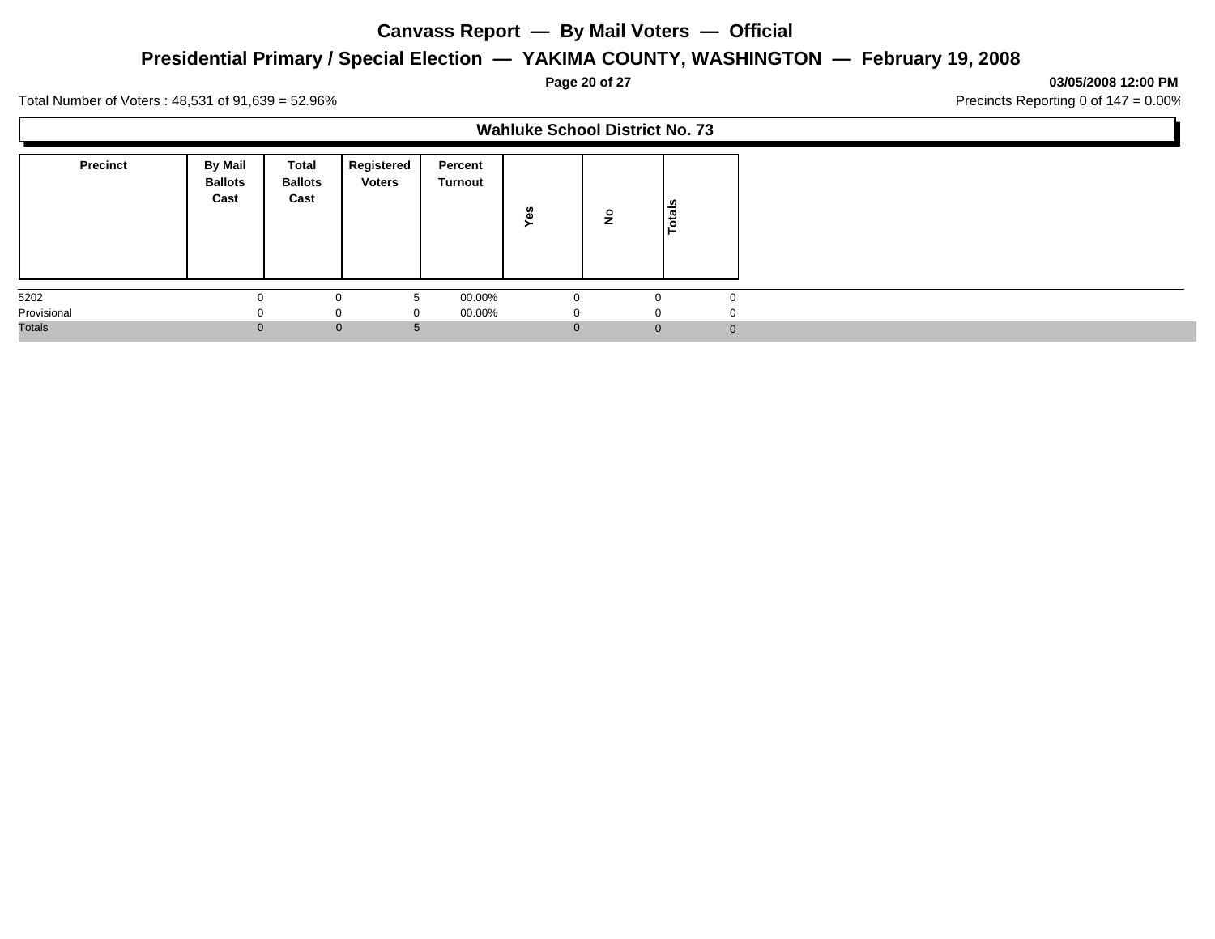# Canvass Report — By Mail Voters — Official

## Presidential Primary / Special Election — YAKIMA COUNTY, WASHINGTON — February 19, 2008

03/05/2008 12:00 PM

Total Number of Voters : 48,531 of 91,639 = 52.96%

Precincts Reporting 0 of 147 = 0.00%

### Wahluke School District No. 73

| Precinct | By Mail Ballots Cast | Total Ballots Cast | Registered Voters | Percent Turnout | Yes | No | Totals |
|---|---|---|---|---|---|---|---|
| 5202 | 0 | 0 | 5 | 00.00% | 0 | 0 | 0 |
| Provisional | 0 | 0 | 0 | 00.00% | 0 | 0 | 0 |
| Totals | 0 | 0 | 5 | | 0 | 0 | 0 |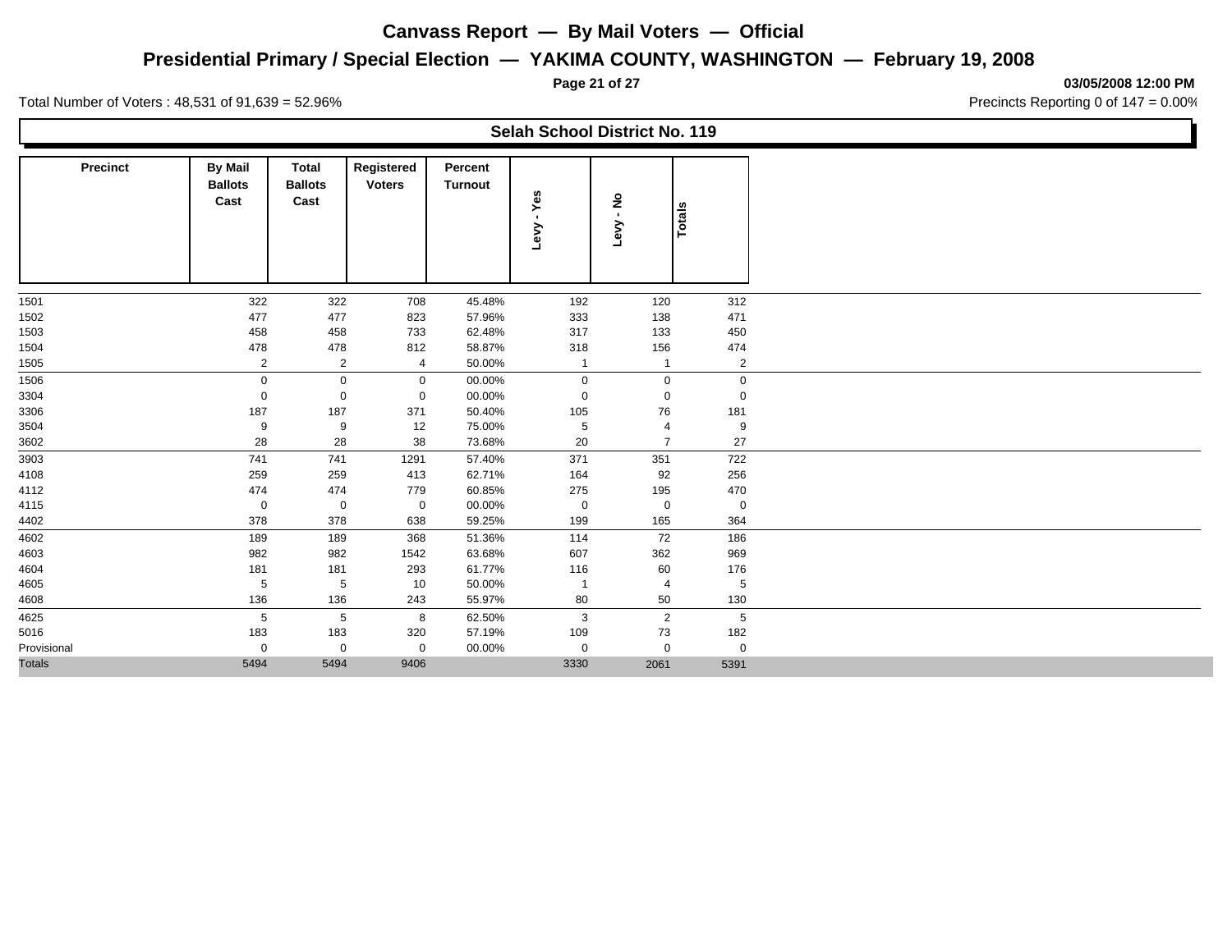# Canvass Report — By Mail Voters — Official

## Presidential Primary / Special Election — YAKIMA COUNTY, WASHINGTON — February 19, 2008

03/05/2008 12:00 PM

Total Number of Voters : 48,531 of 91,639 = 52.96%

Precincts Reporting 0 of 147 = 0.00%

### Selah School District No. 119

| Precinct | By Mail Ballots Cast | Total Ballots Cast | Registered Voters | Percent Turnout | Levy - Yes | Levy - No | Totals |
|---|---|---|---|---|---|---|---|
| 1501 | 322 | 322 | 708 | 45.48% | 192 | 120 | 312 |
| 1502 | 477 | 477 | 823 | 57.96% | 333 | 138 | 471 |
| 1503 | 458 | 458 | 733 | 62.48% | 317 | 133 | 450 |
| 1504 | 478 | 478 | 812 | 58.87% | 318 | 156 | 474 |
| 1505 | 2 | 2 | 4 | 50.00% | 1 | 1 | 2 |
| 1506 | 0 | 0 | 0 | 00.00% | 0 | 0 | 0 |
| 3304 | 0 | 0 | 0 | 00.00% | 0 | 0 | 0 |
| 3306 | 187 | 187 | 371 | 50.40% | 105 | 76 | 181 |
| 3504 | 9 | 9 | 12 | 75.00% | 5 | 4 | 9 |
| 3602 | 28 | 28 | 38 | 73.68% | 20 | 7 | 27 |
| 3903 | 741 | 741 | 1291 | 57.40% | 371 | 351 | 722 |
| 4108 | 259 | 259 | 413 | 62.71% | 164 | 92 | 256 |
| 4112 | 474 | 474 | 779 | 60.85% | 275 | 195 | 470 |
| 4115 | 0 | 0 | 0 | 00.00% | 0 | 0 | 0 |
| 4402 | 378 | 378 | 638 | 59.25% | 199 | 165 | 364 |
| 4602 | 189 | 189 | 368 | 51.36% | 114 | 72 | 186 |
| 4603 | 982 | 982 | 1542 | 63.68% | 607 | 362 | 969 |
| 4604 | 181 | 181 | 293 | 61.77% | 116 | 60 | 176 |
| 4605 | 5 | 5 | 10 | 50.00% | 1 | 4 | 5 |
| 4608 | 136 | 136 | 243 | 55.97% | 80 | 50 | 130 |
| 4625 | 5 | 5 | 8 | 62.50% | 3 | 2 | 5 |
| 5016 | 183 | 183 | 320 | 57.19% | 109 | 73 | 182 |
| Provisional | 0 | 0 | 0 | 00.00% | 0 | 0 | 0 |
| Totals | 5494 | 5494 | 9406 | | 3330 | 2061 | 5391 |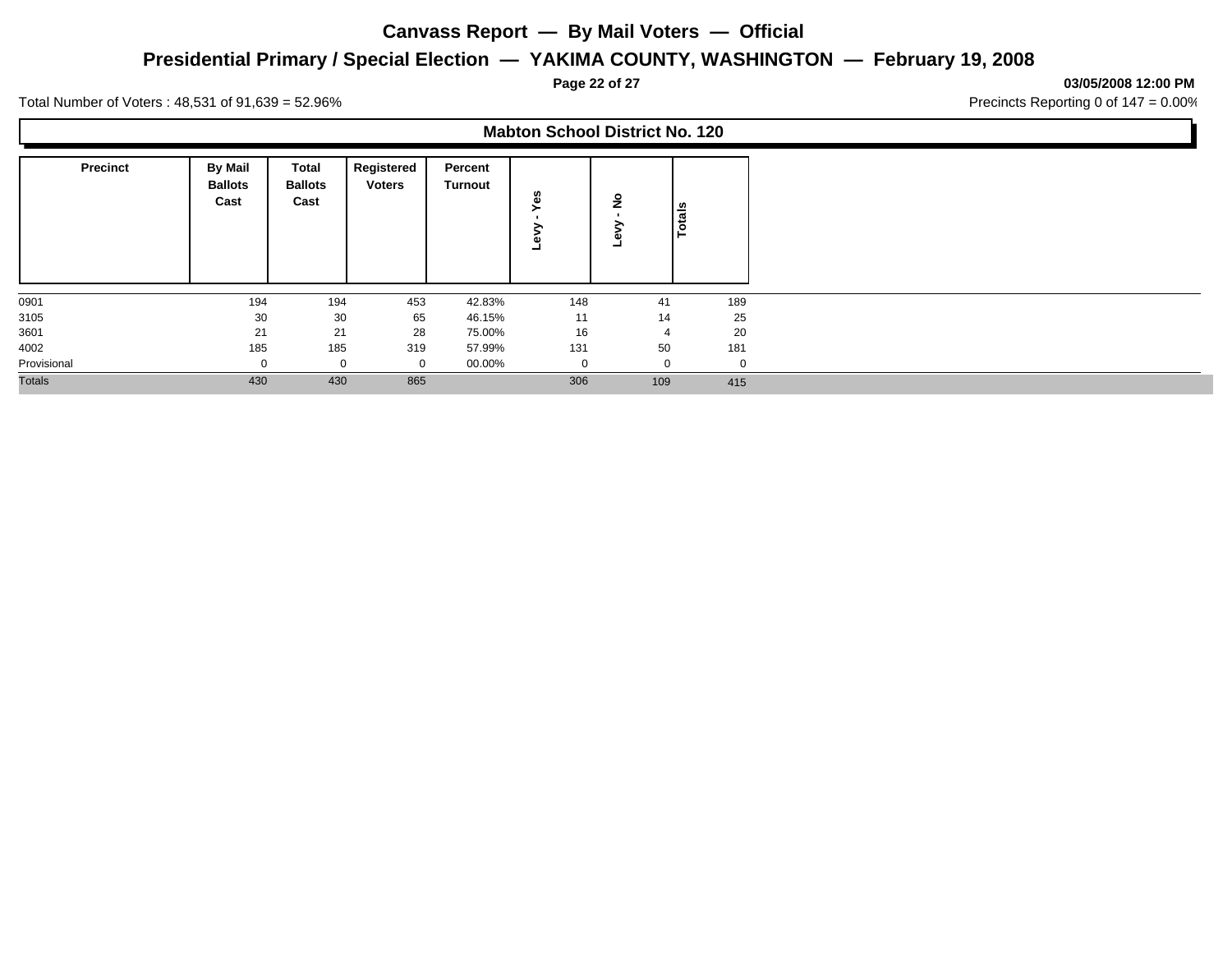# Canvass Report — By Mail Voters — Official

## Presidential Primary / Special Election — YAKIMA COUNTY, WASHINGTON — February 19, 2008

03/05/2008 12:00 PM

Total Number of Voters : 48,531 of 91,639 = 52.96%

Precincts Reporting 0 of 147 = 0.00%

### Mabton School District No. 120

| Precinct | By Mail Ballots Cast | Total Ballots Cast | Registered Voters | Percent Turnout | Levy - Yes | Levy - No | Totals |
|---|---|---|---|---|---|---|---|
| 0901 | 194 | 194 | 453 | 42.83% | 148 | 41 | 189 |
| 3105 | 30 | 30 | 65 | 46.15% | 11 | 14 | 25 |
| 3601 | 21 | 21 | 28 | 75.00% | 16 | 4 | 20 |
| 4002 | 185 | 185 | 319 | 57.99% | 131 | 50 | 181 |
| Provisional | 0 | 0 | 0 | 00.00% | 0 | 0 | 0 |
| Totals | 430 | 430 | 865 | | 306 | 109 | 415 |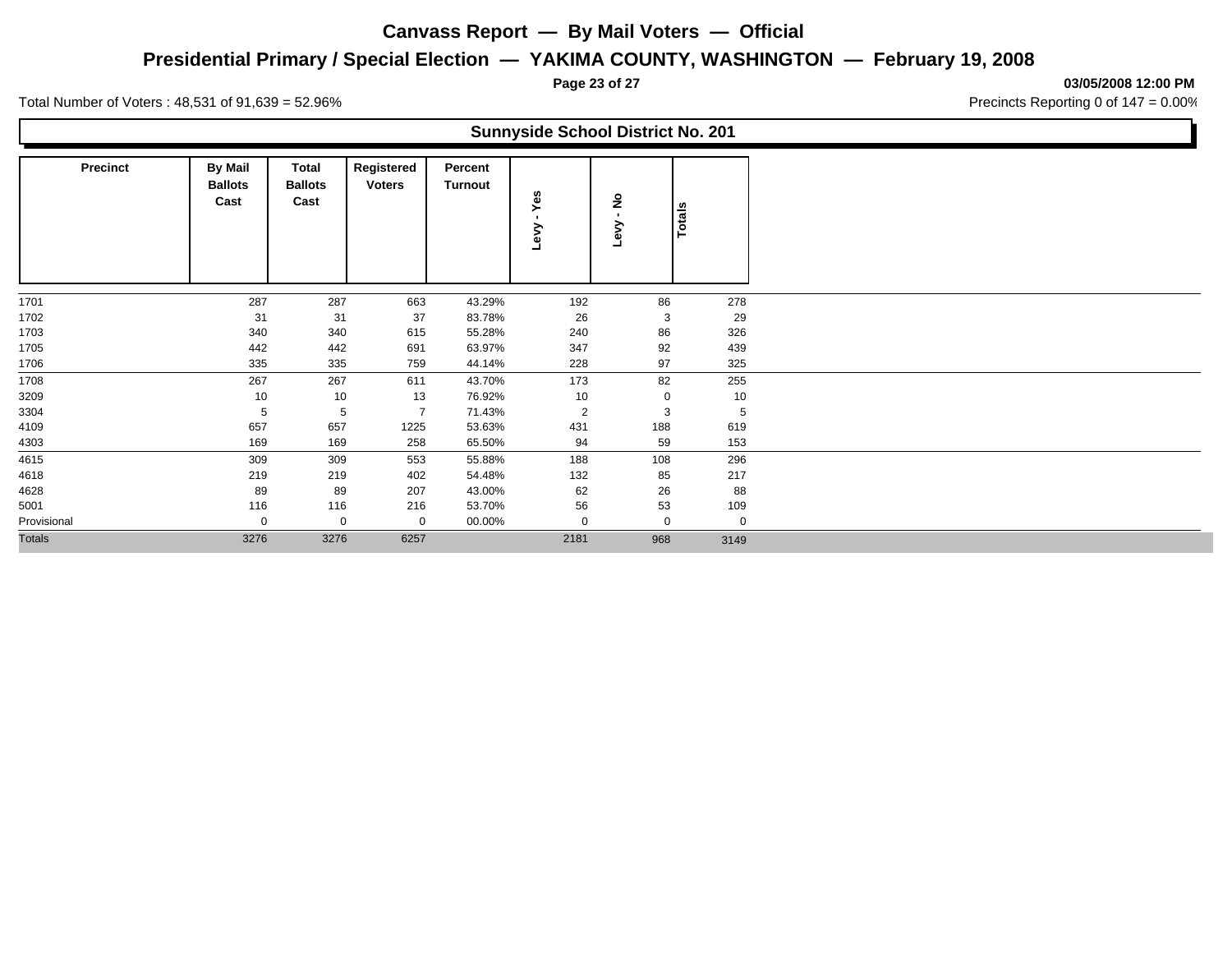# Canvass Report — By Mail Voters — Official

## Presidential Primary / Special Election — YAKIMA COUNTY, WASHINGTON — February 19, 2008

03/05/2008 12:00 PM

Total Number of Voters : 48,531 of 91,639 = 52.96%

Precincts Reporting 0 of 147 = 0.00%

### Sunnyside School District No. 201

| Precinct | By Mail Ballots Cast | Total Ballots Cast | Registered Voters | Percent Turnout | Levy - Yes | Levy - No | Totals |
|---|---|---|---|---|---|---|---|
| 1701 | 287 | 287 | 663 | 43.29% | 192 | 86 | 278 |
| 1702 | 31 | 31 | 37 | 83.78% | 26 | 3 | 29 |
| 1703 | 340 | 340 | 615 | 55.28% | 240 | 86 | 326 |
| 1705 | 442 | 442 | 691 | 63.97% | 347 | 92 | 439 |
| 1706 | 335 | 335 | 759 | 44.14% | 228 | 97 | 325 |
| 1708 | 267 | 267 | 611 | 43.70% | 173 | 82 | 255 |
| 3209 | 10 | 10 | 13 | 76.92% | 10 | 0 | 10 |
| 3304 | 5 | 5 | 7 | 71.43% | 2 | 3 | 5 |
| 4109 | 657 | 657 | 1225 | 53.63% | 431 | 188 | 619 |
| 4303 | 169 | 169 | 258 | 65.50% | 94 | 59 | 153 |
| 4615 | 309 | 309 | 553 | 55.88% | 188 | 108 | 296 |
| 4618 | 219 | 219 | 402 | 54.48% | 132 | 85 | 217 |
| 4628 | 89 | 89 | 207 | 43.00% | 62 | 26 | 88 |
| 5001 | 116 | 116 | 216 | 53.70% | 56 | 53 | 109 |
| Provisional | 0 | 0 | 0 | 00.00% | 0 | 0 | 0 |
| Totals | 3276 | 3276 | 6257 | | 2181 | 968 | 3149 |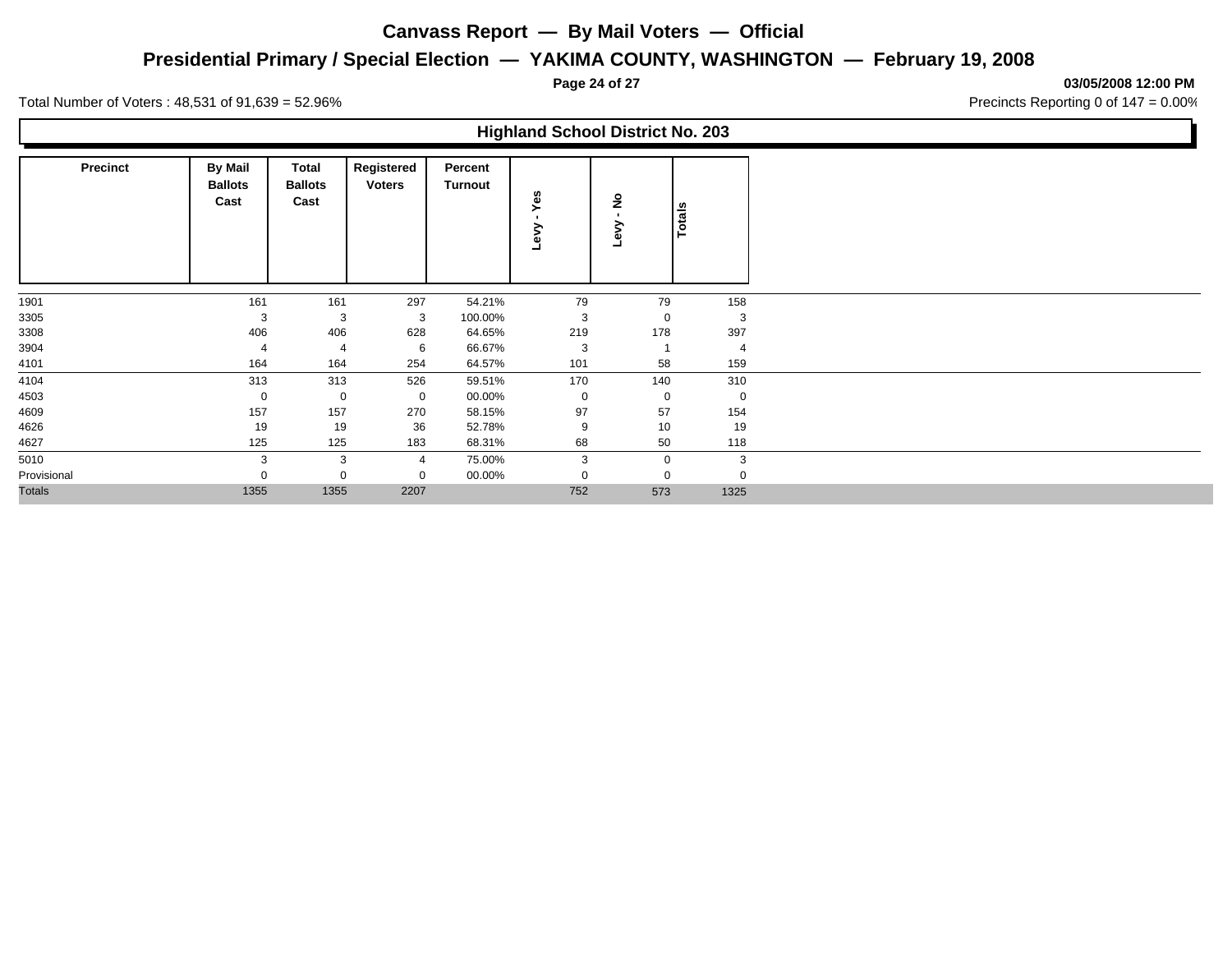# Canvass Report — By Mail Voters — Official

## Presidential Primary / Special Election — YAKIMA COUNTY, WASHINGTON — February 19, 2008

03/05/2008 12:00 PM

Total Number of Voters : 48,531 of 91,639 = 52.96%

Precincts Reporting 0 of 147 = 0.00%

### Highland School District No. 203

| Precinct | By Mail Ballots Cast | Total Ballots Cast | Registered Voters | Percent Turnout | Levy - Yes | Levy - No | Totals |
|---|---|---|---|---|---|---|---|
| 1901 | 161 | 161 | 297 | 54.21% | 79 | 79 | 158 |
| 3305 | 3 | 3 | 3 | 100.00% | 3 | 0 | 3 |
| 3308 | 406 | 406 | 628 | 64.65% | 219 | 178 | 397 |
| 3904 | 4 | 4 | 6 | 66.67% | 3 | 1 | 4 |
| 4101 | 164 | 164 | 254 | 64.57% | 101 | 58 | 159 |
| 4104 | 313 | 313 | 526 | 59.51% | 170 | 140 | 310 |
| 4503 | 0 | 0 | 0 | 00.00% | 0 | 0 | 0 |
| 4609 | 157 | 157 | 270 | 58.15% | 97 | 57 | 154 |
| 4626 | 19 | 19 | 36 | 52.78% | 9 | 10 | 19 |
| 4627 | 125 | 125 | 183 | 68.31% | 68 | 50 | 118 |
| 5010 | 3 | 3 | 4 | 75.00% | 3 | 0 | 3 |
| Provisional | 0 | 0 | 0 | 00.00% | 0 | 0 | 0 |
| Totals | 1355 | 1355 | 2207 | | 752 | 573 | 1325 |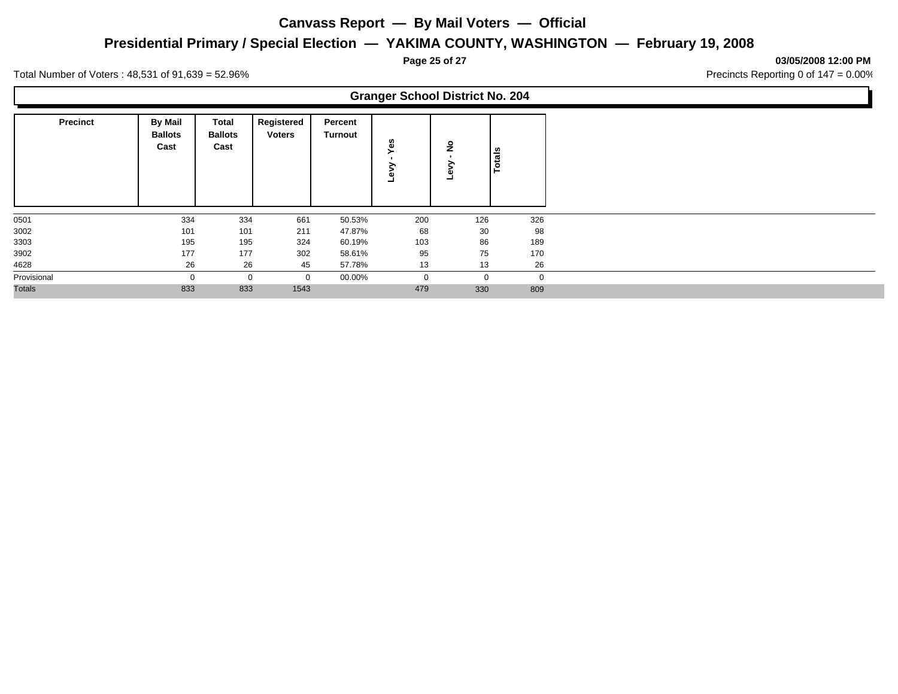# Canvass Report — By Mail Voters — Official

## Presidential Primary / Special Election — YAKIMA COUNTY, WASHINGTON — February 19, 2008

03/05/2008 12:00 PM

Total Number of Voters : 48,531 of 91,639 = 52.96%

Precincts Reporting 0 of 147 = 0.00%

### Granger School District No. 204

| Precinct | By Mail Ballots Cast | Total Ballots Cast | Registered Voters | Percent Turnout | Levy - Yes | Levy - No | Totals |
|---|---|---|---|---|---|---|---|
| 0501 | 334 | 334 | 661 | 50.53% | 200 | 126 | 326 |
| 3002 | 101 | 101 | 211 | 47.87% | 68 | 30 | 98 |
| 3303 | 195 | 195 | 324 | 60.19% | 103 | 86 | 189 |
| 3902 | 177 | 177 | 302 | 58.61% | 95 | 75 | 170 |
| 4628 | 26 | 26 | 45 | 57.78% | 13 | 13 | 26 |
| Provisional | 0 | 0 | 0 | 00.00% | 0 | 0 | 0 |
| Totals | 833 | 833 | 1543 | | 479 | 330 | 809 |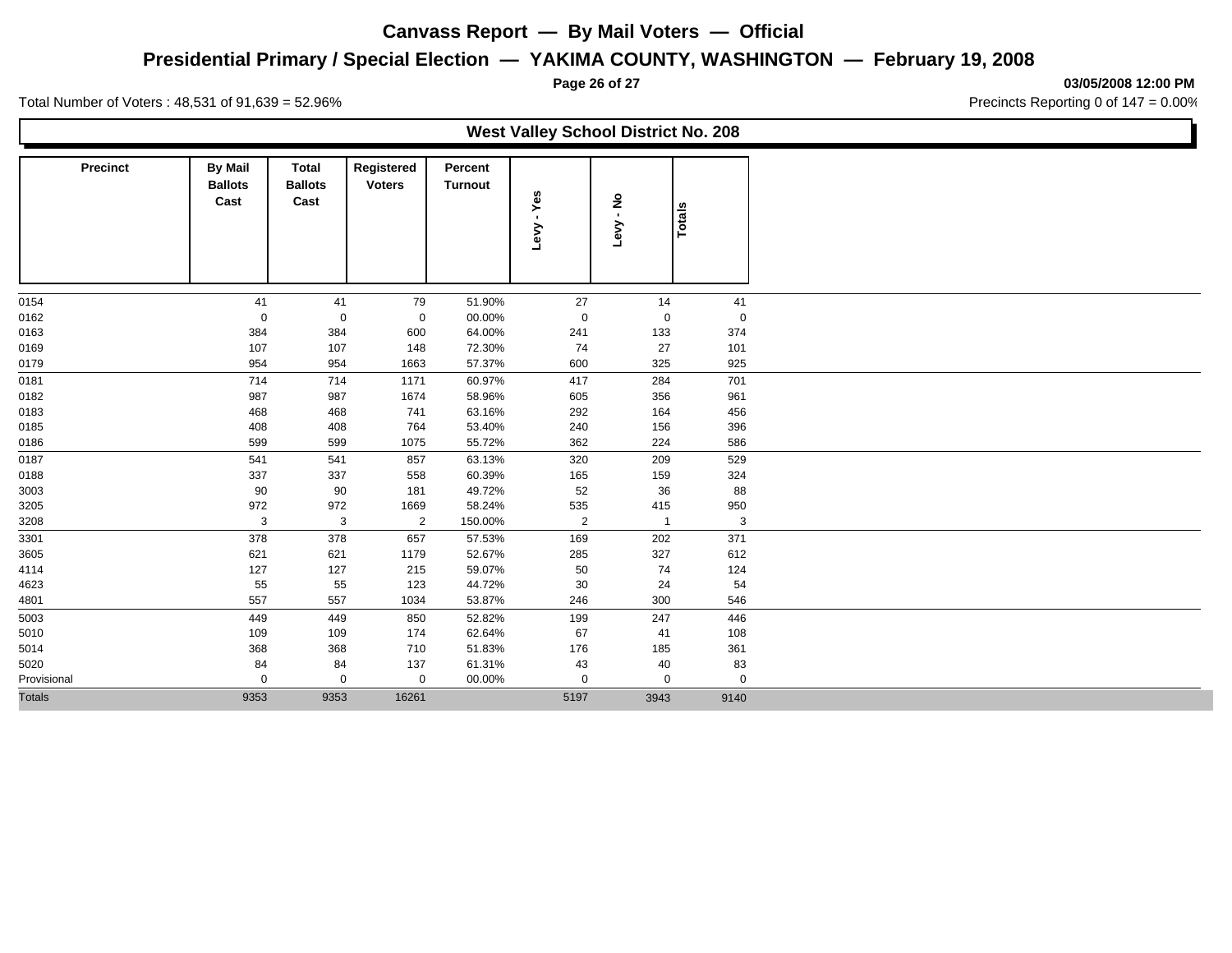# Canvass Report — By Mail Voters — Official

## Presidential Primary / Special Election — YAKIMA COUNTY, WASHINGTON — February 19, 2008

03/05/2008 12:00 PM

Total Number of Voters : 48,531 of 91,639 = 52.96%

Precincts Reporting 0 of 147 = 0.00%

### West Valley School District No. 208

| Precinct | By Mail Ballots Cast | Total Ballots Cast | Registered Voters | Percent Turnout | Levy - Yes | Levy - No | Totals |
|---|---|---|---|---|---|---|---|
| 0154 | 41 | 41 | 79 | 51.90% | 27 | 14 | 41 |
| 0162 | 0 | 0 | 0 | 00.00% | 0 | 0 | 0 |
| 0163 | 384 | 384 | 600 | 64.00% | 241 | 133 | 374 |
| 0169 | 107 | 107 | 148 | 72.30% | 74 | 27 | 101 |
| 0179 | 954 | 954 | 1663 | 57.37% | 600 | 325 | 925 |
| 0181 | 714 | 714 | 1171 | 60.97% | 417 | 284 | 701 |
| 0182 | 987 | 987 | 1674 | 58.96% | 605 | 356 | 961 |
| 0183 | 468 | 468 | 741 | 63.16% | 292 | 164 | 456 |
| 0185 | 408 | 408 | 764 | 53.40% | 240 | 156 | 396 |
| 0186 | 599 | 599 | 1075 | 55.72% | 362 | 224 | 586 |
| 0187 | 541 | 541 | 857 | 63.13% | 320 | 209 | 529 |
| 0188 | 337 | 337 | 558 | 60.39% | 165 | 159 | 324 |
| 3003 | 90 | 90 | 181 | 49.72% | 52 | 36 | 88 |
| 3205 | 972 | 972 | 1669 | 58.24% | 535 | 415 | 950 |
| 3208 | 3 | 3 | 2 | 150.00% | 2 | 1 | 3 |
| 3301 | 378 | 378 | 657 | 57.53% | 169 | 202 | 371 |
| 3605 | 621 | 621 | 1179 | 52.67% | 285 | 327 | 612 |
| 4114 | 127 | 127 | 215 | 59.07% | 50 | 74 | 124 |
| 4623 | 55 | 55 | 123 | 44.72% | 30 | 24 | 54 |
| 4801 | 557 | 557 | 1034 | 53.87% | 246 | 300 | 546 |
| 5003 | 449 | 449 | 850 | 52.82% | 199 | 247 | 446 |
| 5010 | 109 | 109 | 174 | 62.64% | 67 | 41 | 108 |
| 5014 | 368 | 368 | 710 | 51.83% | 176 | 185 | 361 |
| 5020 | 84 | 84 | 137 | 61.31% | 43 | 40 | 83 |
| Provisional | 0 | 0 | 0 | 00.00% | 0 | 0 | 0 |
| Totals | 9353 | 9353 | 16261 | | 5197 | 3943 | 9140 |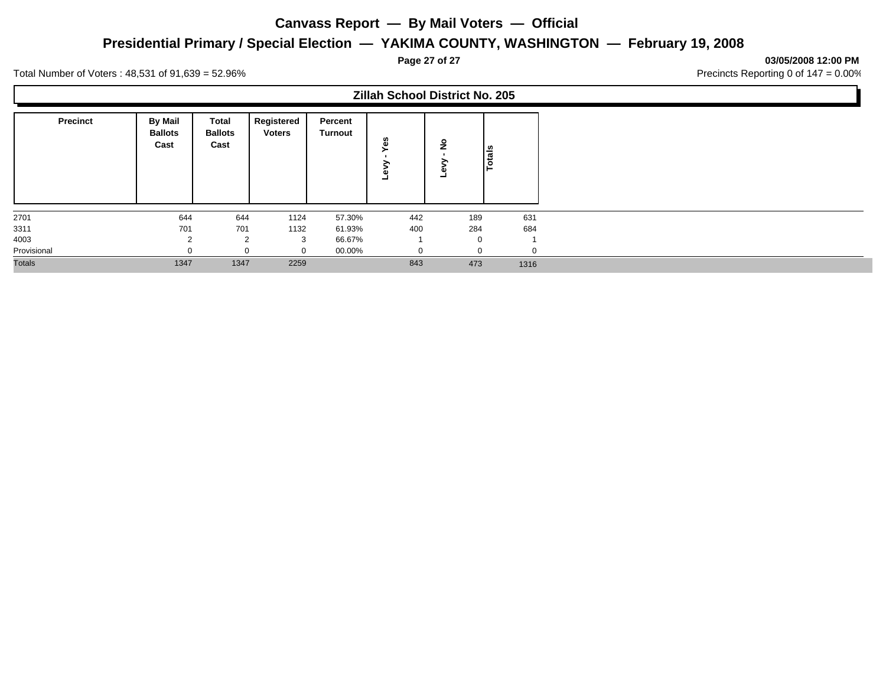# Canvass Report — By Mail Voters — Official

## Presidential Primary / Special Election — YAKIMA COUNTY, WASHINGTON — February 19, 2008

**03/05/2008 12:00 PM**

Total Number of Voters : 48,531 of 91,639 = 52.96%

Precincts Reporting 0 of 147 = 0.00%

### Zillah School District No. 205

| Precinct | By Mail Ballots Cast | Total Ballots Cast | Registered Voters | Percent Turnout | Levy - Yes | Levy - No | Totals |
|---|---|---|---|---|---|---|---|
| 2701 | 644 | 644 | 1124 | 57.30% | 442 | 189 | 631 |
| 3311 | 701 | 701 | 1132 | 61.93% | 400 | 284 | 684 |
| 4003 | 2 | 2 | 3 | 66.67% | 1 | 0 | 1 |
| Provisional | 0 | 0 | 0 | 00.00% | 0 | 0 | 0 |
| Totals | 1347 | 1347 | 2259 | | 843 | 473 | 1316 |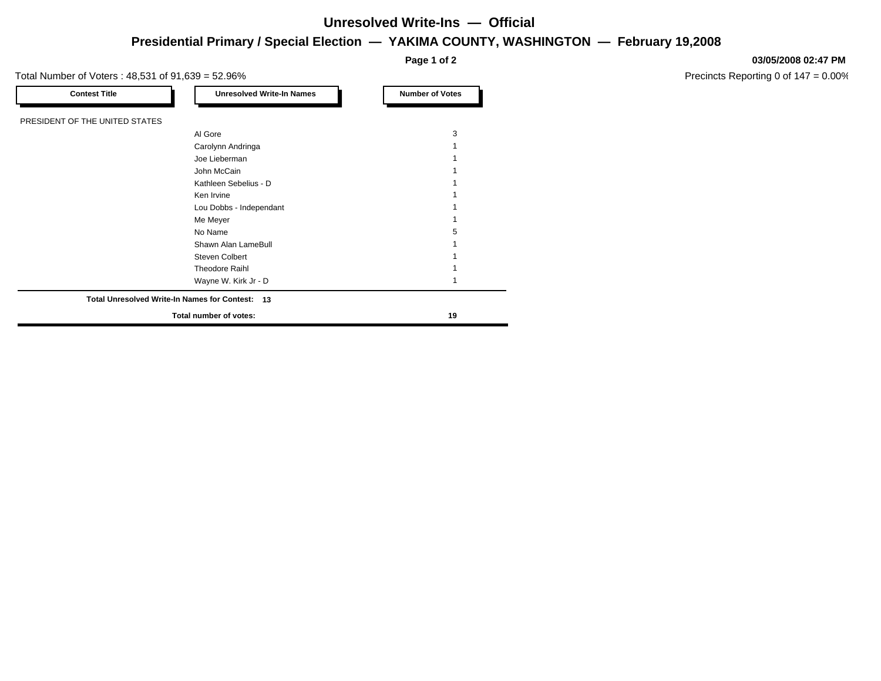# Unresolved Write-Ins — Official

## Presidential Primary / Special Election — YAKIMA COUNTY, WASHINGTON — February 19,2008

**03/05/2008 02:47 PM**

Total Number of Voters : 48,531 of 91,639 = 52.96%

Precincts Reporting 0 of 147 = 0.00%

| Contest Title | Unresolved Write-In Names | Number of Votes |
|---|---|---|
| PRESIDENT OF THE UNITED STATES | | |
| | Al Gore | 3 |
| | Carolynn Andringa | 1 |
| | Joe Lieberman | 1 |
| | John McCain | 1 |
| | Kathleen Sebelius - D | 1 |
| | Ken Irvine | 1 |
| | Lou Dobbs - Independant | 1 |
| | Me Meyer | 1 |
| | No Name | 5 |
| | Shawn Alan LameBull | 1 |
| | Steven Colbert | 1 |
| | Theodore Raihl | 1 |
| | Wayne W. Kirk Jr - D | 1 |
| **Total Unresolved Write-In Names for Contest:** | **13** | |
| | **Total number of votes:** | **19** |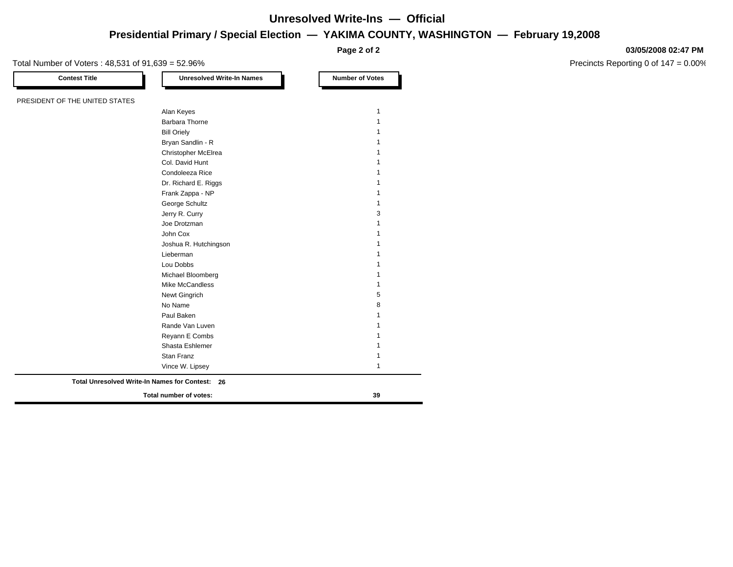# Unresolved Write-Ins — Official

## Presidential Primary / Special Election — YAKIMA COUNTY, WASHINGTON — February 19,2008

**03/05/2008 02:47 PM**

Total Number of Voters : 48,531 of 91,639 = 52.96%

Precincts Reporting 0 of 147 = 0.00%

| Contest Title | Unresolved Write-In Names | Number of Votes |
|---|---|---|
| PRESIDENT OF THE UNITED STATES | | |
| | Alan Keyes | 1 |
| | Barbara Thorne | 1 |
| | Bill Oriely | 1 |
| | Bryan Sandlin - R | 1 |
| | Christopher McElrea | 1 |
| | Col. David Hunt | 1 |
| | Condoleeza Rice | 1 |
| | Dr. Richard E. Riggs | 1 |
| | Frank Zappa - NP | 1 |
| | George Schultz | 1 |
| | Jerry R. Curry | 3 |
| | Joe Drotzman | 1 |
| | John Cox | 1 |
| | Joshua R. Hutchingson | 1 |
| | Lieberman | 1 |
| | Lou Dobbs | 1 |
| | Michael Bloomberg | 1 |
| | Mike McCandless | 1 |
| | Newt Gingrich | 5 |
| | No Name | 8 |
| | Paul Baken | 1 |
| | Rande Van Luven | 1 |
| | Reyann E Combs | 1 |
| | Shasta Eshlemer | 1 |
| | Stan Franz | 1 |
| | Vince W. Lipsey | 1 |

**Total Unresolved Write-In Names for Contest: 26**

**Total number of votes: 39**